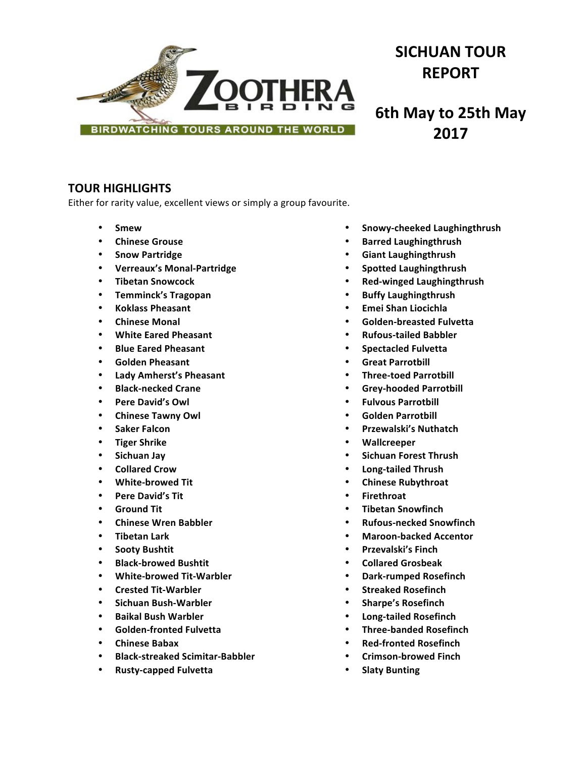# SICHUAN TOUR REPORT

## 6th May to 25th May 2017

### TOUR HIGHLIGHTS

Either for rarity value, excellent views or simply a group favourite.

- **Smew**
- **Chinese Grouse**
- **Snow Partridge**
- **Verreaux's Monal-Partridge**
- **Tibetan Snowcock**
- **Temminck's Tragopan**
- **Koklass Pheasant**
- **Chinese Monal**
- **White Eared Pheasant**
- **Blue Eared Pheasant**
- **Golden Pheasant**
- **Lady Amherst's Pheasant**
- **Black-necked Crane**
- **Pere David's Owl**
- **Chinese Tawny Owl**
- **Saker Falcon**
- **Tiger Shrike**
- **Sichuan Jay**
- **Collared Crow**
- **White-browed Tit**
- **Pere David's Tit**
- **Ground Tit**
- **Chinese Wren Babbler**
- **Tibetan Lark**
- **Sooty Bushtit**
- **Black-browed Bushtit**
- **White-browed Tit-Warbler**
- **Crested Tit-Warbler**
- **Sichuan Bush-Warbler**
- **Baikal Bush Warbler**
- **Golden-fronted Fulvetta**
- **Chinese Babax**
- **Black-streaked Scimitar-Babbler**
- **Rusty-capped Fulvetta**
- **Snowy-cheeked Laughingthrush**
- **Barred Laughingthrush**
- **Giant Laughingthrush**
- **Spotted Laughingthrush**
- **Red-winged Laughingthrush**
- **Buffy Laughingthrush**
- **Emei Shan Liocichla**
- **Golden-breasted Fulvetta**
- **Rufous-tailed Babbler**
- **Spectacled Fulvetta**
- **Great Parrotbill**
- **Three-toed Parrotbill**
- **Grey-hooded Parrotbill**
- **Fulvous Parrotbill**
- **Golden Parrotbill**
- **Przewalski's Nuthatch**
- **Wallcreeper**
- **Sichuan Forest Thrush**
- **Long-tailed Thrush**
- **Chinese Rubythroat**
- **Firethroat**
- **Tibetan Snowfinch**
- **Rufous-necked Snowfinch**
- **Maroon-backed Accentor**
- **Przevalski's Finch**
- **Collared Grosbeak**
- **Dark-rumped Rosefinch**
- **Streaked Rosefinch**
- **Sharpe's Rosefinch**
- **Long-tailed Rosefinch**
- **Three-banded Rosefinch**
- **Red-fronted Rosefinch**
- **Crimson-browed Finch**
- **Slaty Bunting**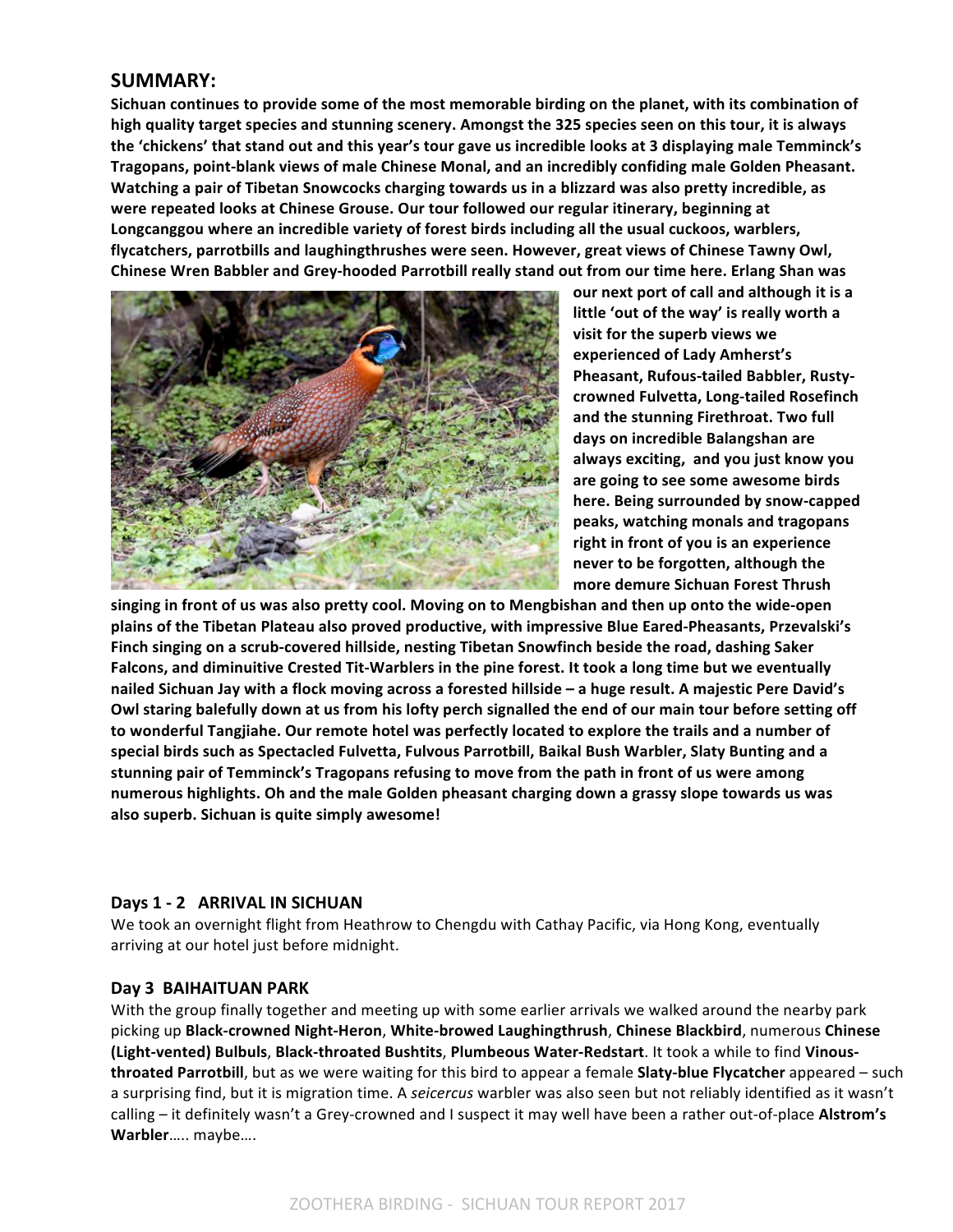## SUMMARY:

**Sichuan continues to provide some of the most memorable birding on the planet, with its combination of high quality target species and stunning scenery. Amongst the 325 species seen on this tour, it is always the 'chickens' that stand out and this year's tour gave us incredible looks at 3 displaying male Temminck's Tragopans, point-blank views of male Chinese Monal, and an incredibly confiding male Golden Pheasant. Watching a pair of Tibetan Snowcocks charging towards us in a blizzard was also pretty incredible, as were repeated looks at Chinese Grouse. Our tour followed our regular itinerary, beginning at Longcanggou where an incredible variety of forest birds including all the usual cuckoos, warblers, flycatchers, parrotbills and laughingthrushes were seen. However, great views of Chinese Tawny Owl, Chinese Wren Babbler and Grey-hooded Parrotbill really stand out from our time here. Erlang Shan was our next port of call and although it is a little 'out of the way' is really worth a visit for the superb views we experienced of Lady Amherst's Pheasant, Rufous-tailed Babbler, Rusty-crowned Fulvetta, Long-tailed Rosefinch and the stunning Firethroat. Two full days on incredible Balangshan are always exciting, and you just know you are going to see some awesome birds here. Being surrounded by snow-capped peaks, watching monals and tragopans right in front of you is an experience never to be forgotten, although the more demure Sichuan Forest Thrush singing in front of us was also pretty cool. Moving on to Mengbishan and then up onto the wide-open plains of the Tibetan Plateau also proved productive, with impressive Blue Eared-Pheasants, Przevalski's Finch singing on a scrub-covered hillside, nesting Tibetan Snowfinch beside the road, dashing Saker Falcons, and diminuitive Crested Tit-Warblers in the pine forest. It took a long time but we eventually nailed Sichuan Jay with a flock moving across a forested hillside – a huge result. A majestic Pere David's Owl staring balefully down at us from his lofty perch signalled the end of our main tour before setting off to wonderful Tangjiahe. Our remote hotel was perfectly located to explore the trails and a number of special birds such as Spectacled Fulvetta, Fulvous Parrotbill, Baikal Bush Warbler, Slaty Bunting and a stunning pair of Temminck's Tragopans refusing to move from the path in front of us were among numerous highlights. Oh and the male Golden pheasant charging down a grassy slope towards us was also superb. Sichuan is quite simply awesome!**

### Days 1 - 2 ARRIVAL IN SICHUAN

We took an overnight flight from Heathrow to Chengdu with Cathay Pacific, via Hong Kong, eventually arriving at our hotel just before midnight.

### Day 3 BAIHAITUAN PARK

With the group finally together and meeting up with some earlier arrivals we walked around the nearby park picking up **Black-crowned Night-Heron**, **White-browed Laughingthrush**, **Chinese Blackbird**, numerous **Chinese (Light-vented) Bulbuls**, **Black-throated Bushtits**, **Plumbeous Water-Redstart**. It took a while to find **Vinous-throated Parrotbill**, but as we were waiting for this bird to appear a female **Slaty-blue Flycatcher** appeared – such a surprising find, but it is migration time. A *seicercus* warbler was also seen but not reliably identified as it wasn't calling – it definitely wasn't a Grey-crowned and I suspect it may well have been a rather out-of-place **Alstrom's Warbler**….. maybe….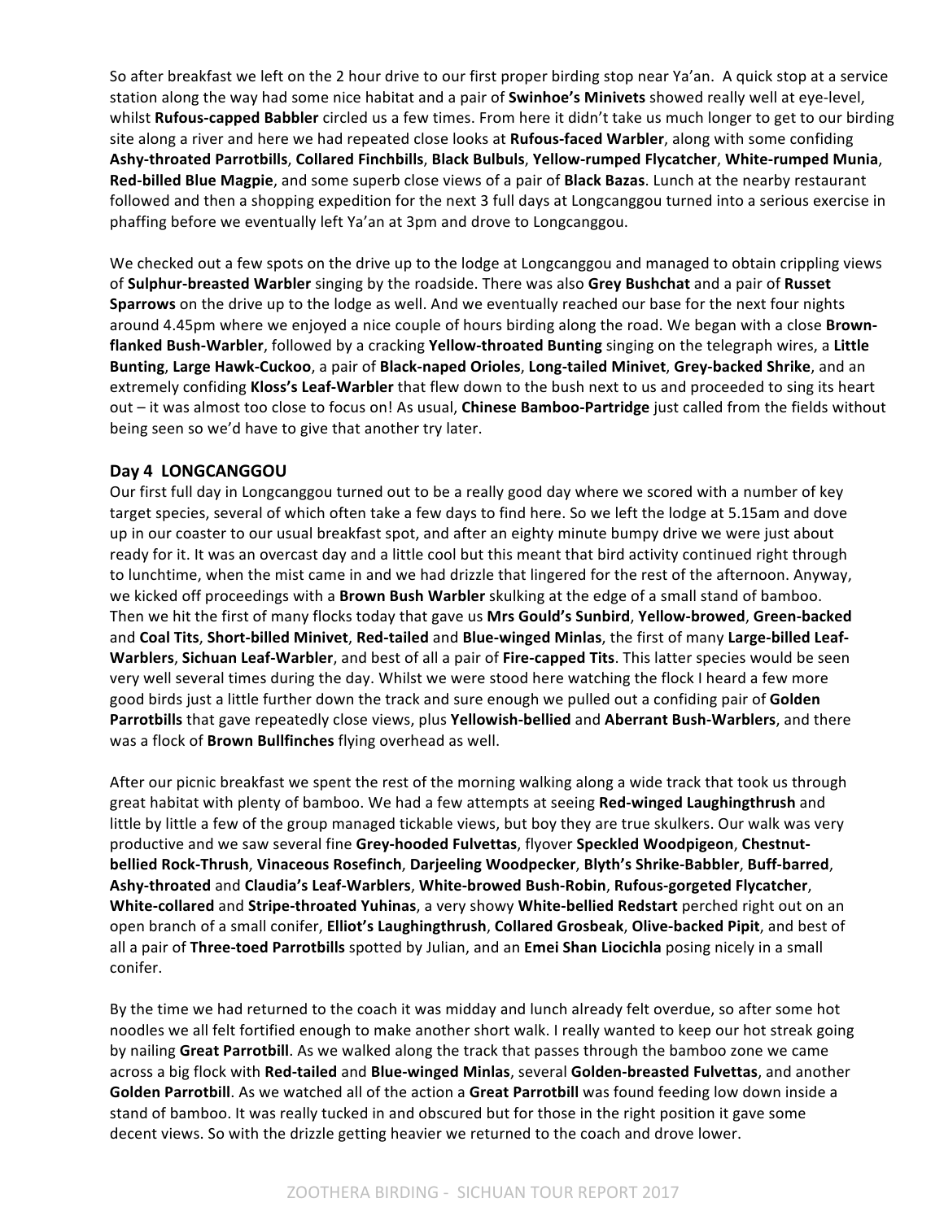So after breakfast we left on the 2 hour drive to our first proper birding stop near Ya'an. A quick stop at a service station along the way had some nice habitat and a pair of **Swinhoe's Minivets** showed really well at eye-level, whilst **Rufous-capped Babbler** circled us a few times. From here it didn't take us much longer to get to our birding site along a river and here we had repeated close looks at **Rufous-faced Warbler**, along with some confiding **Ashy-throated Parrotbills**, **Collared Finchbills**, **Black Bulbuls**, **Yellow-rumped Flycatcher**, **White-rumped Munia**, **Red-billed Blue Magpie**, and some superb close views of a pair of **Black Bazas**. Lunch at the nearby restaurant followed and then a shopping expedition for the next 3 full days at Longcanggou turned into a serious exercise in phaffing before we eventually left Ya'an at 3pm and drove to Longcanggou.

We checked out a few spots on the drive up to the lodge at Longcanggou and managed to obtain crippling views of **Sulphur-breasted Warbler** singing by the roadside. There was also **Grey Bushchat** and a pair of **Russet Sparrows** on the drive up to the lodge as well. And we eventually reached our base for the next four nights around 4.45pm where we enjoyed a nice couple of hours birding along the road. We began with a close **Brown-flanked Bush-Warbler**, followed by a cracking **Yellow-throated Bunting** singing on the telegraph wires, a **Little Bunting**, **Large Hawk-Cuckoo**, a pair of **Black-naped Orioles**, **Long-tailed Minivet**, **Grey-backed Shrike**, and an extremely confiding **Kloss's Leaf-Warbler** that flew down to the bush next to us and proceeded to sing its heart out – it was almost too close to focus on! As usual, **Chinese Bamboo-Partridge** just called from the fields without being seen so we'd have to give that another try later.

## Day 4 LONGCANGGOU

Our first full day in Longcanggou turned out to be a really good day where we scored with a number of key target species, several of which often take a few days to find here. So we left the lodge at 5.15am and dove up in our coaster to our usual breakfast spot, and after an eighty minute bumpy drive we were just about ready for it. It was an overcast day and a little cool but this meant that bird activity continued right through to lunchtime, when the mist came in and we had drizzle that lingered for the rest of the afternoon. Anyway, we kicked off proceedings with a **Brown Bush Warbler** skulking at the edge of a small stand of bamboo. Then we hit the first of many flocks today that gave us **Mrs Gould's Sunbird**, **Yellow-browed**, **Green-backed** and **Coal Tits**, **Short-billed Minivet**, **Red-tailed** and **Blue-winged Minlas**, the first of many **Large-billed Leaf-Warblers**, **Sichuan Leaf-Warbler**, and best of all a pair of **Fire-capped Tits**. This latter species would be seen very well several times during the day. Whilst we were stood here watching the flock I heard a few more good birds just a little further down the track and sure enough we pulled out a confiding pair of **Golden Parrotbills** that gave repeatedly close views, plus **Yellowish-bellied** and **Aberrant Bush-Warblers**, and there was a flock of **Brown Bullfinches** flying overhead as well.

After our picnic breakfast we spent the rest of the morning walking along a wide track that took us through great habitat with plenty of bamboo. We had a few attempts at seeing **Red-winged Laughingthrush** and little by little a few of the group managed tickable views, but boy they are true skulkers. Our walk was very productive and we saw several fine **Grey-hooded Fulvettas**, flyover **Speckled Woodpigeon**, **Chestnut-bellied Rock-Thrush**, **Vinaceous Rosefinch**, **Darjeeling Woodpecker**, **Blyth's Shrike-Babbler**, **Buff-barred**, **Ashy-throated** and **Claudia's Leaf-Warblers**, **White-browed Bush-Robin**, **Rufous-gorgeted Flycatcher**, **White-collared** and **Stripe-throated Yuhinas**, a very showy **White-bellied Redstart** perched right out on an open branch of a small conifer, **Elliot's Laughingthrush**, **Collared Grosbeak**, **Olive-backed Pipit**, and best of all a pair of **Three-toed Parrotbills** spotted by Julian, and an **Emei Shan Liocichla** posing nicely in a small conifer.

By the time we had returned to the coach it was midday and lunch already felt overdue, so after some hot noodles we all felt fortified enough to make another short walk. I really wanted to keep our hot streak going by nailing **Great Parrotbill**. As we walked along the track that passes through the bamboo zone we came across a big flock with **Red-tailed** and **Blue-winged Minlas**, several **Golden-breasted Fulvettas**, and another **Golden Parrotbill**. As we watched all of the action a **Great Parrotbill** was found feeding low down inside a stand of bamboo. It was really tucked in and obscured but for those in the right position it gave some decent views. So with the drizzle getting heavier we returned to the coach and drove lower.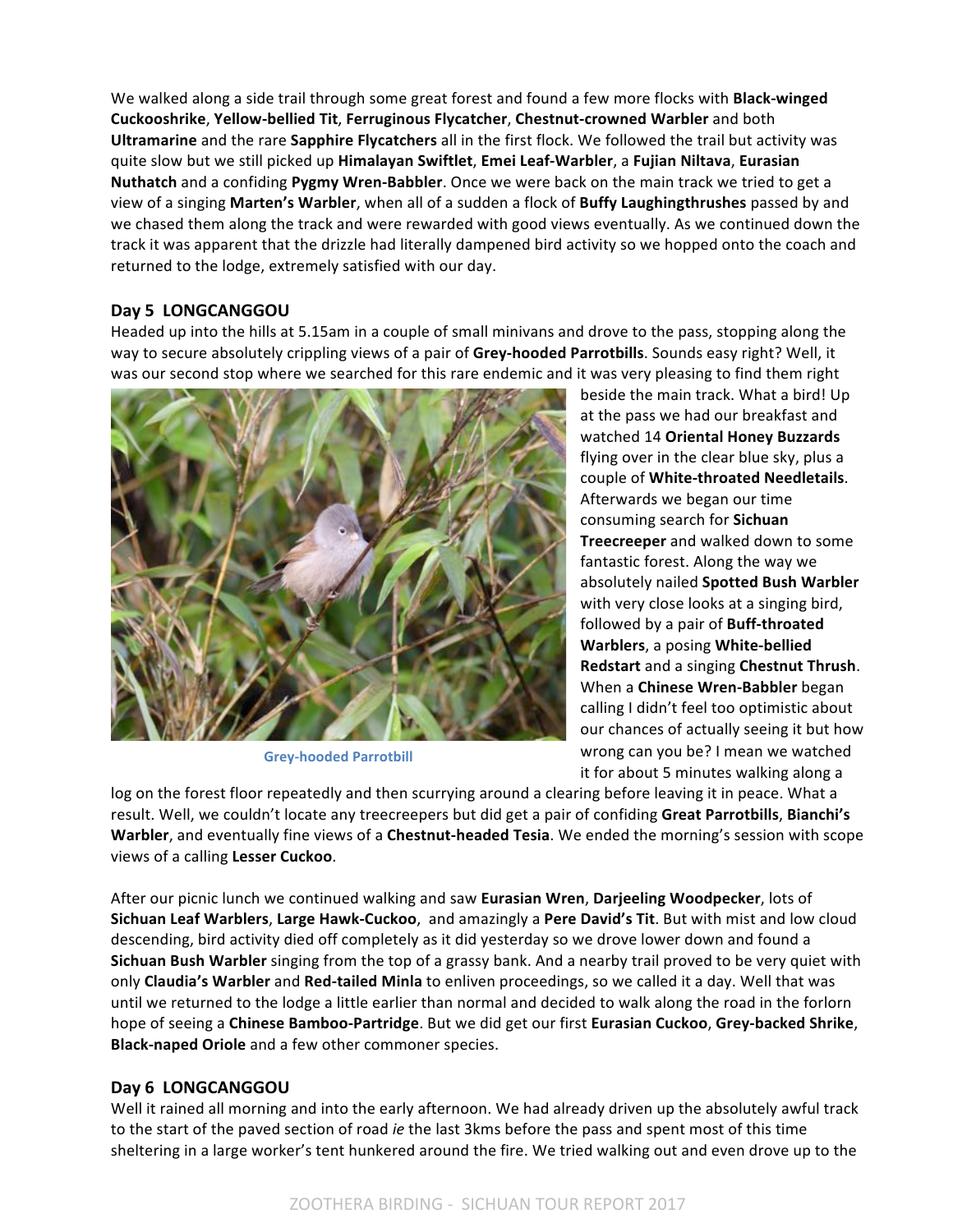We walked along a side trail through some great forest and found a few more flocks with **Black-winged Cuckooshrike**, **Yellow-bellied Tit**, **Ferruginous Flycatcher**, **Chestnut-crowned Warbler** and both **Ultramarine** and the rare **Sapphire Flycatchers** all in the first flock. We followed the trail but activity was quite slow but we still picked up **Himalayan Swiftlet**, **Emei Leaf-Warbler**, a **Fujian Niltava**, **Eurasian Nuthatch** and a confiding **Pygmy Wren-Babbler**. Once we were back on the main track we tried to get a view of a singing **Marten's Warbler**, when all of a sudden a flock of **Buffy Laughingthrushes** passed by and we chased them along the track and were rewarded with good views eventually. As we continued down the track it was apparent that the drizzle had literally dampened bird activity so we hopped onto the coach and returned to the lodge, extremely satisfied with our day.

## Day 5 LONGCANGGOU

Headed up into the hills at 5.15am in a couple of small minivans and drove to the pass, stopping along the way to secure absolutely crippling views of a pair of **Grey-hooded Parrotbills**. Sounds easy right? Well, it was our second stop where we searched for this rare endemic and it was very pleasing to find them right beside the main track. What a bird! Up at the pass we had our breakfast and watched 14 **Oriental Honey Buzzards** flying over in the clear blue sky, plus a couple of **White-throated Needletails**. Afterwards we began our time consuming search for **Sichuan Treecreeper** and walked down to some fantastic forest. Along the way we absolutely nailed **Spotted Bush Warbler** with very close looks at a singing bird, followed by a pair of **Buff-throated Warblers**, a posing **White-bellied Redstart** and a singing **Chestnut Thrush**. When a **Chinese Wren-Babbler** began calling I didn't feel too optimistic about our chances of actually seeing it but how wrong can you be? I mean we watched it for about 5 minutes walking along a log on the forest floor repeatedly and then scurrying around a clearing before leaving it in peace. What a result. Well, we couldn't locate any treecreepers but did get a pair of confiding **Great Parrotbills**, **Bianchi's Warbler**, and eventually fine views of a **Chestnut-headed Tesia**. We ended the morning's session with scope views of a calling **Lesser Cuckoo**.

Grey-hooded Parrotbill

After our picnic lunch we continued walking and saw **Eurasian Wren**, **Darjeeling Woodpecker**, lots of **Sichuan Leaf Warblers**, **Large Hawk-Cuckoo**, and amazingly a **Pere David's Tit**. But with mist and low cloud descending, bird activity died off completely as it did yesterday so we drove lower down and found a **Sichuan Bush Warbler** singing from the top of a grassy bank. And a nearby trail proved to be very quiet with only **Claudia's Warbler** and **Red-tailed Minla** to enliven proceedings, so we called it a day. Well that was until we returned to the lodge a little earlier than normal and decided to walk along the road in the forlorn hope of seeing a **Chinese Bamboo-Partridge**. But we did get our first **Eurasian Cuckoo**, **Grey-backed Shrike**, **Black-naped Oriole** and a few other commoner species.

## Day 6 LONGCANGGOU

Well it rained all morning and into the early afternoon. We had already driven up the absolutely awful track to the start of the paved section of road *ie* the last 3kms before the pass and spent most of this time sheltering in a large worker's tent hunkered around the fire. We tried walking out and even drove up to the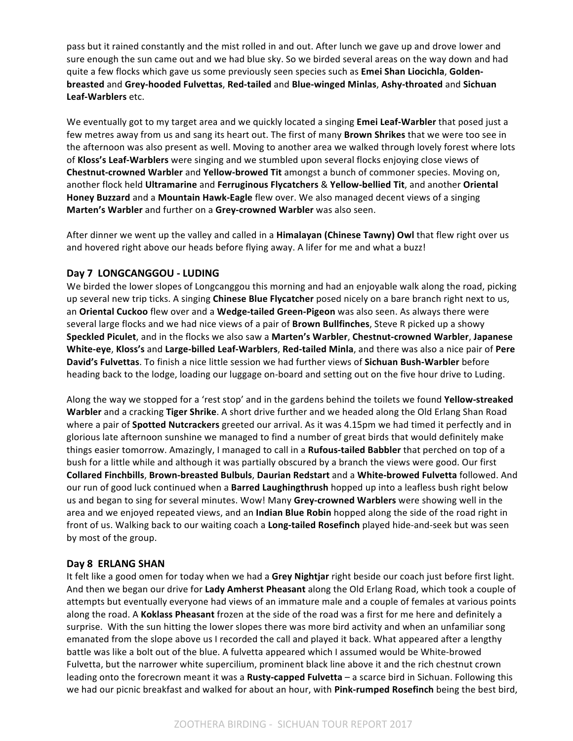pass but it rained constantly and the mist rolled in and out. After lunch we gave up and drove lower and sure enough the sun came out and we had blue sky. So we birded several areas on the way down and had quite a few flocks which gave us some previously seen species such as **Emei Shan Liocichla**, **Golden-breasted** and **Grey-hooded Fulvettas**, **Red-tailed** and **Blue-winged Minlas**, **Ashy-throated** and **Sichuan Leaf-Warblers** etc.

We eventually got to my target area and we quickly located a singing **Emei Leaf-Warbler** that posed just a few metres away from us and sang its heart out. The first of many **Brown Shrikes** that we were too see in the afternoon was also present as well. Moving to another area we walked through lovely forest where lots of **Kloss's Leaf-Warblers** were singing and we stumbled upon several flocks enjoying close views of **Chestnut-crowned Warbler** and **Yellow-browed Tit** amongst a bunch of commoner species. Moving on, another flock held **Ultramarine** and **Ferruginous Flycatchers** & **Yellow-bellied Tit**, and another **Oriental Honey Buzzard** and a **Mountain Hawk-Eagle** flew over. We also managed decent views of a singing **Marten's Warbler** and further on a **Grey-crowned Warbler** was also seen.

After dinner we went up the valley and called in a **Himalayan (Chinese Tawny) Owl** that flew right over us and hovered right above our heads before flying away. A lifer for me and what a buzz!

## Day 7 LONGCANGGOU - LUDING

We birded the lower slopes of Longcanggou this morning and had an enjoyable walk along the road, picking up several new trip ticks. A singing **Chinese Blue Flycatcher** posed nicely on a bare branch right next to us, an **Oriental Cuckoo** flew over and a **Wedge-tailed Green-Pigeon** was also seen. As always there were several large flocks and we had nice views of a pair of **Brown Bullfinches**, Steve R picked up a showy **Speckled Piculet**, and in the flocks we also saw a **Marten's Warbler**, **Chestnut-crowned Warbler**, **Japanese White-eye**, **Kloss's** and **Large-billed Leaf-Warblers**, **Red-tailed Minla**, and there was also a nice pair of **Pere David's Fulvettas**. To finish a nice little session we had further views of **Sichuan Bush-Warbler** before heading back to the lodge, loading our luggage on-board and setting out on the five hour drive to Luding.

Along the way we stopped for a 'rest stop' and in the gardens behind the toilets we found **Yellow-streaked Warbler** and a cracking **Tiger Shrike**. A short drive further and we headed along the Old Erlang Shan Road where a pair of **Spotted Nutcrackers** greeted our arrival. As it was 4.15pm we had timed it perfectly and in glorious late afternoon sunshine we managed to find a number of great birds that would definitely make things easier tomorrow. Amazingly, I managed to call in a **Rufous-tailed Babbler** that perched on top of a bush for a little while and although it was partially obscured by a branch the views were good. Our first **Collared Finchbills**, **Brown-breasted Bulbuls**, **Daurian Redstart** and a **White-browed Fulvetta** followed. And our run of good luck continued when a **Barred Laughingthrush** hopped up into a leafless bush right below us and began to sing for several minutes. Wow! Many **Grey-crowned Warblers** were showing well in the area and we enjoyed repeated views, and an **Indian Blue Robin** hopped along the side of the road right in front of us. Walking back to our waiting coach a **Long-tailed Rosefinch** played hide-and-seek but was seen by most of the group.

## Day 8 ERLANG SHAN

It felt like a good omen for today when we had a **Grey Nightjar** right beside our coach just before first light. And then we began our drive for **Lady Amherst Pheasant** along the Old Erlang Road, which took a couple of attempts but eventually everyone had views of an immature male and a couple of females at various points along the road. A **Koklass Pheasant** frozen at the side of the road was a first for me here and definitely a surprise. With the sun hitting the lower slopes there was more bird activity and when an unfamiliar song emanated from the slope above us I recorded the call and played it back. What appeared after a lengthy battle was like a bolt out of the blue. A fulvetta appeared which I assumed would be White-browed Fulvetta, but the narrower white supercilium, prominent black line above it and the rich chestnut crown leading onto the forecrown meant it was a **Rusty-capped Fulvetta** – a scarce bird in Sichuan. Following this we had our picnic breakfast and walked for about an hour, with **Pink-rumped Rosefinch** being the best bird,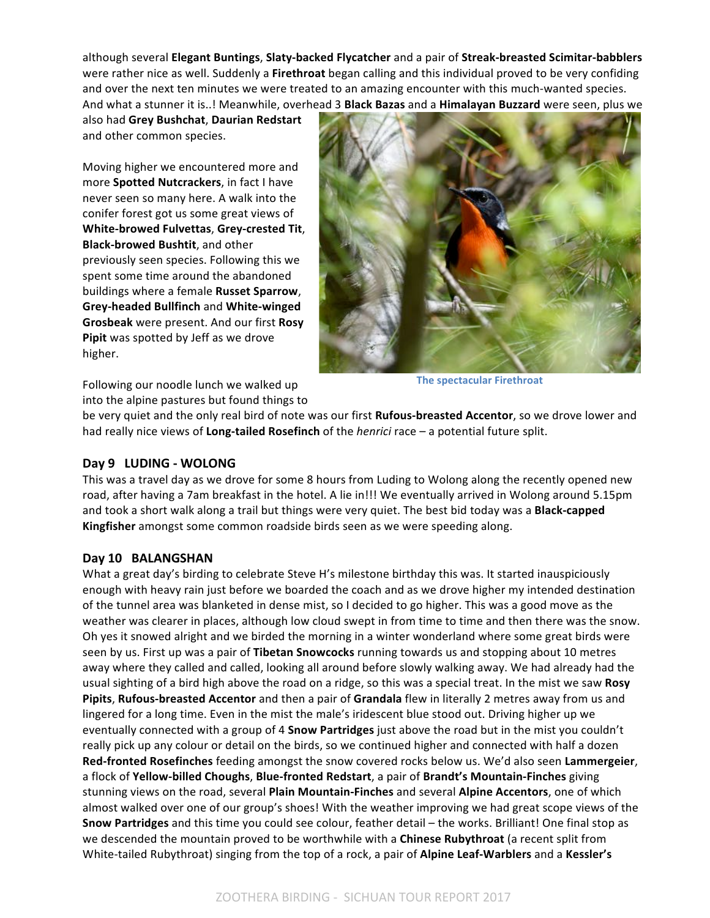although several **Elegant Buntings**, **Slaty-backed Flycatcher** and a pair of **Streak-breasted Scimitar-babblers** were rather nice as well. Suddenly a **Firethroat** began calling and this individual proved to be very confiding and over the next ten minutes we were treated to an amazing encounter with this much-wanted species. And what a stunner it is..! Meanwhile, overhead 3 **Black Bazas** and a **Himalayan Buzzard** were seen, plus we also had **Grey Bushchat**, **Daurian Redstart** and other common species.

Moving higher we encountered more and more **Spotted Nutcrackers**, in fact I have never seen so many here. A walk into the conifer forest got us some great views of **White-browed Fulvettas**, **Grey-crested Tit**, **Black-browed Bushtit**, and other previously seen species. Following this we spent some time around the abandoned buildings where a female **Russet Sparrow**, **Grey-headed Bullfinch** and **White-winged Grosbeak** were present. And our first **Rosy Pipit** was spotted by Jeff as we drove higher.

The spectacular Firethroat

Following our noodle lunch we walked up into the alpine pastures but found things to be very quiet and the only real bird of note was our first **Rufous-breasted Accentor**, so we drove lower and had really nice views of **Long-tailed Rosefinch** of the *henrici* race – a potential future split.

## Day 9 LUDING - WOLONG

This was a travel day as we drove for some 8 hours from Luding to Wolong along the recently opened new road, after having a 7am breakfast in the hotel. A lie in!!! We eventually arrived in Wolong around 5.15pm and took a short walk along a trail but things were very quiet. The best bid today was a **Black-capped Kingfisher** amongst some common roadside birds seen as we were speeding along.

## Day 10 BALANGSHAN

What a great day's birding to celebrate Steve H's milestone birthday this was. It started inauspiciously enough with heavy rain just before we boarded the coach and as we drove higher my intended destination of the tunnel area was blanketed in dense mist, so I decided to go higher. This was a good move as the weather was clearer in places, although low cloud swept in from time to time and then there was the snow. Oh yes it snowed alright and we birded the morning in a winter wonderland where some great birds were seen by us. First up was a pair of **Tibetan Snowcocks** running towards us and stopping about 10 metres away where they called and called, looking all around before slowly walking away. We had already had the usual sighting of a bird high above the road on a ridge, so this was a special treat. In the mist we saw **Rosy Pipits**, **Rufous-breasted Accentor** and then a pair of **Grandala** flew in literally 2 metres away from us and lingered for a long time. Even in the mist the male's iridescent blue stood out. Driving higher up we eventually connected with a group of 4 **Snow Partridges** just above the road but in the mist you couldn't really pick up any colour or detail on the birds, so we continued higher and connected with half a dozen **Red-fronted Rosefinches** feeding amongst the snow covered rocks below us. We'd also seen **Lammergeier**, a flock of **Yellow-billed Choughs**, **Blue-fronted Redstart**, a pair of **Brandt's Mountain-Finches** giving stunning views on the road, several **Plain Mountain-Finches** and several **Alpine Accentors**, one of which almost walked over one of our group's shoes! With the weather improving we had great scope views of the **Snow Partridges** and this time you could see colour, feather detail – the works. Brilliant! One final stop as we descended the mountain proved to be worthwhile with a **Chinese Rubythroat** (a recent split from White-tailed Rubythroat) singing from the top of a rock, a pair of **Alpine Leaf-Warblers** and a **Kessler's**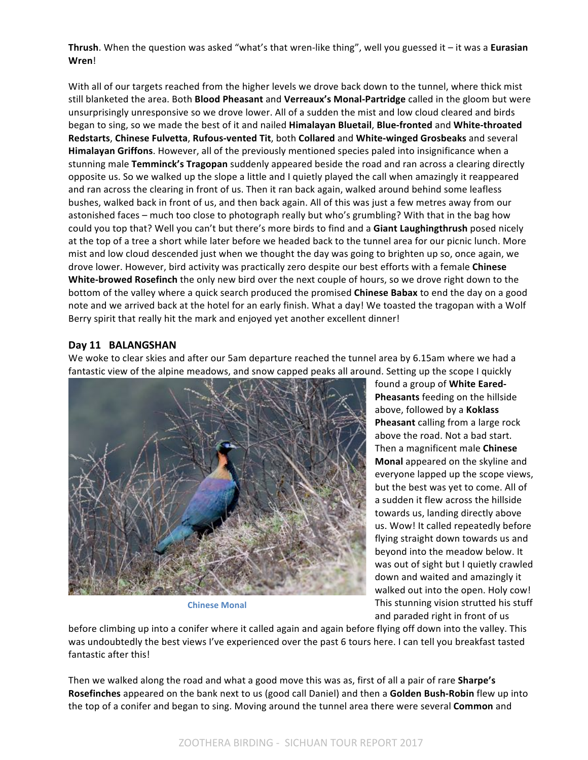**Thrush**. When the question was asked "what's that wren-like thing", well you guessed it – it was a **Eurasian Wren**!

With all of our targets reached from the higher levels we drove back down to the tunnel, where thick mist still blanketed the area. Both **Blood Pheasant** and **Verreaux's Monal-Partridge** called in the gloom but were unsurprisingly unresponsive so we drove lower. All of a sudden the mist and low cloud cleared and birds began to sing, so we made the best of it and nailed **Himalayan Bluetail**, **Blue-fronted** and **White-throated Redstarts**, **Chinese Fulvetta**, **Rufous-vented Tit**, both **Collared** and **White-winged Grosbeaks** and several **Himalayan Griffons**. However, all of the previously mentioned species paled into insignificance when a stunning male **Temminck's Tragopan** suddenly appeared beside the road and ran across a clearing directly opposite us. So we walked up the slope a little and I quietly played the call when amazingly it reappeared and ran across the clearing in front of us. Then it ran back again, walked around behind some leafless bushes, walked back in front of us, and then back again. All of this was just a few metres away from our astonished faces – much too close to photograph really but who's grumbling? With that in the bag how could you top that? Well you can't but there's more birds to find and a **Giant Laughingthrush** posed nicely at the top of a tree a short while later before we headed back to the tunnel area for our picnic lunch. More mist and low cloud descended just when we thought the day was going to brighten up so, once again, we drove lower. However, bird activity was practically zero despite our best efforts with a female **Chinese White-browed Rosefinch** the only new bird over the next couple of hours, so we drove right down to the bottom of the valley where a quick search produced the promised **Chinese Babax** to end the day on a good note and we arrived back at the hotel for an early finish. What a day! We toasted the tragopan with a Wolf Berry spirit that really hit the mark and enjoyed yet another excellent dinner!

## Day 11 BALANGSHAN

We woke to clear skies and after our 5am departure reached the tunnel area by 6.15am where we had a fantastic view of the alpine meadows, and snow capped peaks all around. Setting up the scope I quickly found a group of **White Eared-Pheasants** feeding on the hillside above, followed by a **Koklass Pheasant** calling from a large rock above the road. Not a bad start. Then a magnificent male **Chinese Monal** appeared on the skyline and everyone lapped up the scope views, but the best was yet to come. All of a sudden it flew across the hillside towards us, landing directly above us. Wow! It called repeatedly before flying straight down towards us and beyond into the meadow below. It was out of sight but I quietly crawled down and waited and amazingly it walked out into the open. Holy cow! This stunning vision strutted his stuff and paraded right in front of us before climbing up into a conifer where it called again and again before flying off down into the valley. This was undoubtedly the best views I've experienced over the past 6 tours here. I can tell you breakfast tasted fantastic after this!

Chinese Monal

Then we walked along the road and what a good move this was as, first of all a pair of rare **Sharpe's Rosefinches** appeared on the bank next to us (good call Daniel) and then a **Golden Bush-Robin** flew up into the top of a conifer and began to sing. Moving around the tunnel area there were several **Common** and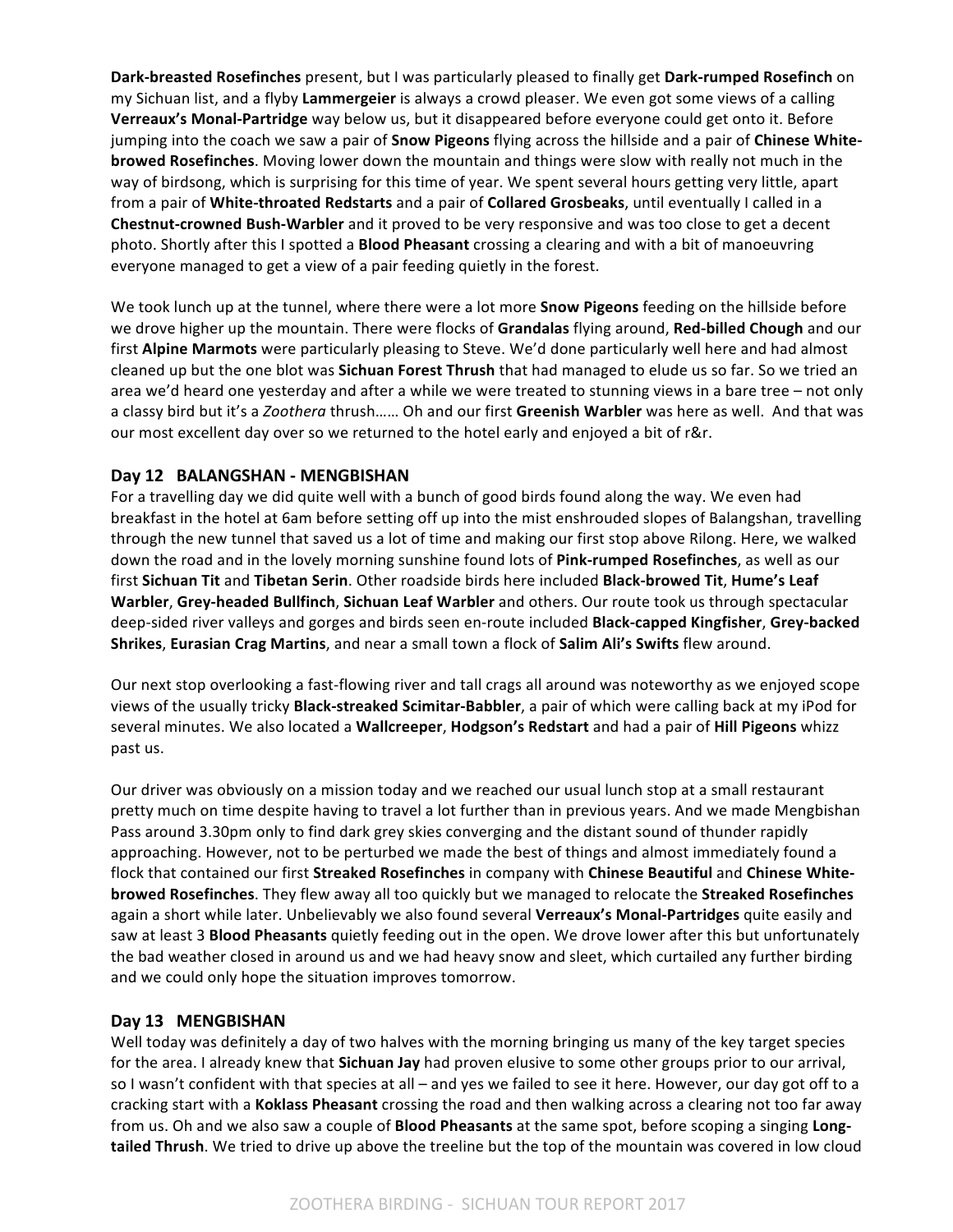**Dark-breasted Rosefinches** present, but I was particularly pleased to finally get **Dark-rumped Rosefinch** on my Sichuan list, and a flyby **Lammergeier** is always a crowd pleaser. We even got some views of a calling **Verreaux's Monal-Partridge** way below us, but it disappeared before everyone could get onto it. Before jumping into the coach we saw a pair of **Snow Pigeons** flying across the hillside and a pair of **Chinese White-browed Rosefinches**. Moving lower down the mountain and things were slow with really not much in the way of birdsong, which is surprising for this time of year. We spent several hours getting very little, apart from a pair of **White-throated Redstarts** and a pair of **Collared Grosbeaks**, until eventually I called in a **Chestnut-crowned Bush-Warbler** and it proved to be very responsive and was too close to get a decent photo. Shortly after this I spotted a **Blood Pheasant** crossing a clearing and with a bit of manoeuvring everyone managed to get a view of a pair feeding quietly in the forest.

We took lunch up at the tunnel, where there were a lot more **Snow Pigeons** feeding on the hillside before we drove higher up the mountain. There were flocks of **Grandalas** flying around, **Red-billed Chough** and our first **Alpine Marmots** were particularly pleasing to Steve. We'd done particularly well here and had almost cleaned up but the one blot was **Sichuan Forest Thrush** that had managed to elude us so far. So we tried an area we'd heard one yesterday and after a while we were treated to stunning views in a bare tree – not only a classy bird but it's a *Zoothera* thrush…… Oh and our first **Greenish Warbler** was here as well. And that was our most excellent day over so we returned to the hotel early and enjoyed a bit of r&r.

## Day 12 BALANGSHAN - MENGBISHAN

For a travelling day we did quite well with a bunch of good birds found along the way. We even had breakfast in the hotel at 6am before setting off up into the mist enshrouded slopes of Balangshan, travelling through the new tunnel that saved us a lot of time and making our first stop above Rilong. Here, we walked down the road and in the lovely morning sunshine found lots of **Pink-rumped Rosefinches**, as well as our first **Sichuan Tit** and **Tibetan Serin**. Other roadside birds here included **Black-browed Tit**, **Hume's Leaf Warbler**, **Grey-headed Bullfinch**, **Sichuan Leaf Warbler** and others. Our route took us through spectacular deep-sided river valleys and gorges and birds seen en-route included **Black-capped Kingfisher**, **Grey-backed Shrikes**, **Eurasian Crag Martins**, and near a small town a flock of **Salim Ali's Swifts** flew around.

Our next stop overlooking a fast-flowing river and tall crags all around was noteworthy as we enjoyed scope views of the usually tricky **Black-streaked Scimitar-Babbler**, a pair of which were calling back at my iPod for several minutes. We also located a **Wallcreeper**, **Hodgson's Redstart** and had a pair of **Hill Pigeons** whizz past us.

Our driver was obviously on a mission today and we reached our usual lunch stop at a small restaurant pretty much on time despite having to travel a lot further than in previous years. And we made Mengbishan Pass around 3.30pm only to find dark grey skies converging and the distant sound of thunder rapidly approaching. However, not to be perturbed we made the best of things and almost immediately found a flock that contained our first **Streaked Rosefinches** in company with **Chinese Beautiful** and **Chinese White-browed Rosefinches**. They flew away all too quickly but we managed to relocate the **Streaked Rosefinches** again a short while later. Unbelievably we also found several **Verreaux's Monal-Partridges** quite easily and saw at least 3 **Blood Pheasants** quietly feeding out in the open. We drove lower after this but unfortunately the bad weather closed in around us and we had heavy snow and sleet, which curtailed any further birding and we could only hope the situation improves tomorrow.

## Day 13 MENGBISHAN

Well today was definitely a day of two halves with the morning bringing us many of the key target species for the area. I already knew that **Sichuan Jay** had proven elusive to some other groups prior to our arrival, so I wasn't confident with that species at all – and yes we failed to see it here. However, our day got off to a cracking start with a **Koklass Pheasant** crossing the road and then walking across a clearing not too far away from us. Oh and we also saw a couple of **Blood Pheasants** at the same spot, before scoping a singing **Long-tailed Thrush**. We tried to drive up above the treeline but the top of the mountain was covered in low cloud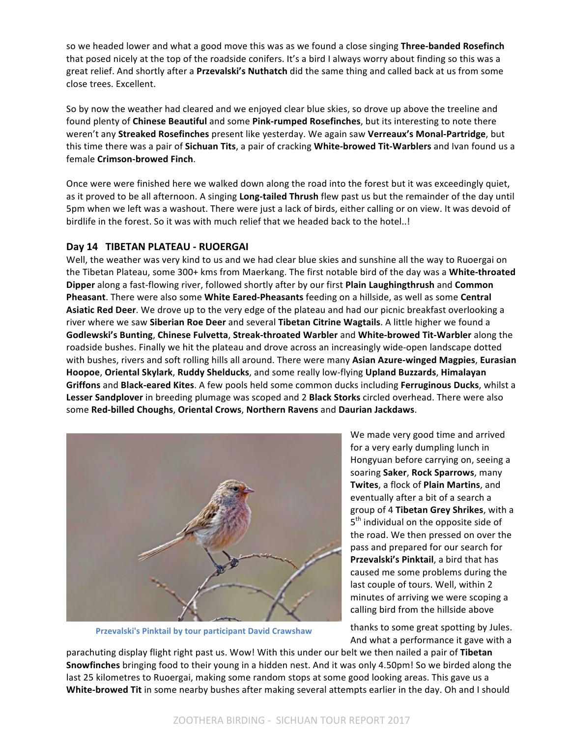so we headed lower and what a good move this was as we found a close singing **Three-banded Rosefinch** that posed nicely at the top of the roadside conifers. It's a bird I always worry about finding so this was a great relief. And shortly after a **Przevalski's Nuthatch** did the same thing and called back at us from some close trees. Excellent.

So by now the weather had cleared and we enjoyed clear blue skies, so drove up above the treeline and found plenty of **Chinese Beautiful** and some **Pink-rumped Rosefinches**, but its interesting to note there weren't any **Streaked Rosefinches** present like yesterday. We again saw **Verreaux's Monal-Partridge**, but this time there was a pair of **Sichuan Tits**, a pair of cracking **White-browed Tit-Warblers** and Ivan found us a female **Crimson-browed Finch**.

Once were were finished here we walked down along the road into the forest but it was exceedingly quiet, as it proved to be all afternoon. A singing **Long-tailed Thrush** flew past us but the remainder of the day until 5pm when we left was a washout. There were just a lack of birds, either calling or on view. It was devoid of birdlife in the forest. So it was with much relief that we headed back to the hotel..!

## Day 14 TIBETAN PLATEAU - RUOERGAI

Well, the weather was very kind to us and we had clear blue skies and sunshine all the way to Ruoergai on the Tibetan Plateau, some 300+ kms from Maerkang. The first notable bird of the day was a **White-throated Dipper** along a fast-flowing river, followed shortly after by our first **Plain Laughingthrush** and **Common Pheasant**. There were also some **White Eared-Pheasants** feeding on a hillside, as well as some **Central Asiatic Red Deer**. We drove up to the very edge of the plateau and had our picnic breakfast overlooking a river where we saw **Siberian Roe Deer** and several **Tibetan Citrine Wagtails**. A little higher we found a **Godlewski's Bunting**, **Chinese Fulvetta**, **Streak-throated Warbler** and **White-browed Tit-Warbler** along the roadside bushes. Finally we hit the plateau and drove across an increasingly wide-open landscape dotted with bushes, rivers and soft rolling hills all around. There were many **Asian Azure-winged Magpies**, **Eurasian Hoopoe**, **Oriental Skylark**, **Ruddy Shelducks**, and some really low-flying **Upland Buzzards**, **Himalayan Griffons** and **Black-eared Kites**. A few pools held some common ducks including **Ferruginous Ducks**, whilst a **Lesser Sandplover** in breeding plumage was scoped and 2 **Black Storks** circled overhead. There were also some **Red-billed Choughs**, **Oriental Crows**, **Northern Ravens** and **Daurian Jackdaws**.

Przevalski's Pinktail by tour participant David Crawshaw

We made very good time and arrived for a very early dumpling lunch in Hongyuan before carrying on, seeing a soaring **Saker**, **Rock Sparrows**, many **Twites**, a flock of **Plain Martins**, and eventually after a bit of a search a group of 4 **Tibetan Grey Shrikes**, with a 5th individual on the opposite side of the road. We then pressed on over the pass and prepared for our search for **Przevalski's Pinktail**, a bird that has caused me some problems during the last couple of tours. Well, within 2 minutes of arriving we were scoping a calling bird from the hillside above thanks to some great spotting by Jules. And what a performance it gave with a parachuting display flight right past us. Wow! With this under our belt we then nailed a pair of **Tibetan Snowfinches** bringing food to their young in a hidden nest. And it was only 4.50pm! So we birded along the last 25 kilometres to Ruoergai, making some random stops at some good looking areas. This gave us a **White-browed Tit** in some nearby bushes after making several attempts earlier in the day. Oh and I should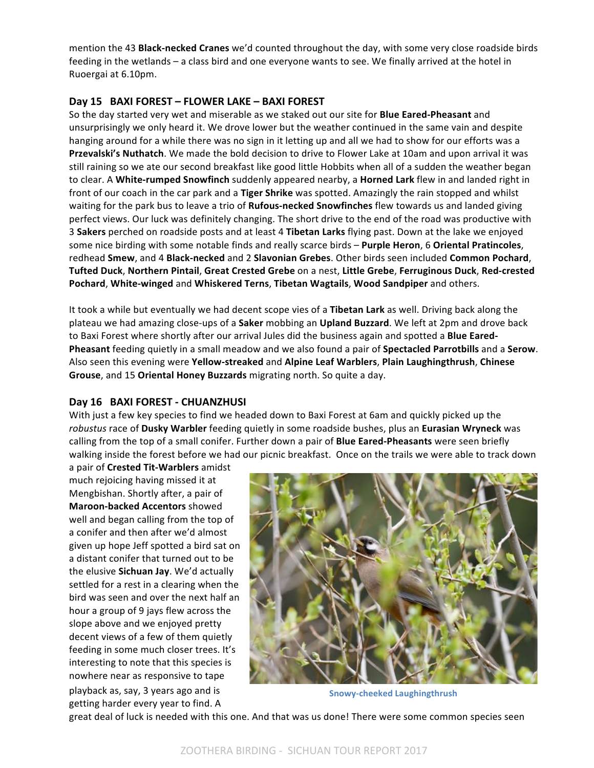mention the 43 **Black-necked Cranes** we'd counted throughout the day, with some very close roadside birds feeding in the wetlands – a class bird and one everyone wants to see. We finally arrived at the hotel in Ruoergai at 6.10pm.

## Day 15 BAXI FOREST – FLOWER LAKE – BAXI FOREST

So the day started very wet and miserable as we staked out our site for **Blue Eared-Pheasant** and unsurprisingly we only heard it. We drove lower but the weather continued in the same vain and despite hanging around for a while there was no sign in it letting up and all we had to show for our efforts was a **Przevalski's Nuthatch**. We made the bold decision to drive to Flower Lake at 10am and upon arrival it was still raining so we ate our second breakfast like good little Hobbits when all of a sudden the weather began to clear. A **White-rumped Snowfinch** suddenly appeared nearby, a **Horned Lark** flew in and landed right in front of our coach in the car park and a **Tiger Shrike** was spotted. Amazingly the rain stopped and whilst waiting for the park bus to leave a trio of **Rufous-necked Snowfinches** flew towards us and landed giving perfect views. Our luck was definitely changing. The short drive to the end of the road was productive with 3 **Sakers** perched on roadside posts and at least 4 **Tibetan Larks** flying past. Down at the lake we enjoyed some nice birding with some notable finds and really scarce birds – **Purple Heron**, 6 **Oriental Pratincoles**, redhead **Smew**, and 4 **Black-necked** and 2 **Slavonian Grebes**. Other birds seen included **Common Pochard**, **Tufted Duck**, **Northern Pintail**, **Great Crested Grebe** on a nest, **Little Grebe**, **Ferruginous Duck**, **Red-crested Pochard**, **White-winged** and **Whiskered Terns**, **Tibetan Wagtails**, **Wood Sandpiper** and others.

It took a while but eventually we had decent scope vies of a **Tibetan Lark** as well. Driving back along the plateau we had amazing close-ups of a **Saker** mobbing an **Upland Buzzard**. We left at 2pm and drove back to Baxi Forest where shortly after our arrival Jules did the business again and spotted a **Blue Eared-Pheasant** feeding quietly in a small meadow and we also found a pair of **Spectacled Parrotbills** and a **Serow**. Also seen this evening were **Yellow-streaked** and **Alpine Leaf Warblers**, **Plain Laughingthrush**, **Chinese Grouse**, and 15 **Oriental Honey Buzzards** migrating north. So quite a day.

## Day 16 BAXI FOREST - CHUANZHUSI

With just a few key species to find we headed down to Baxi Forest at 6am and quickly picked up the *robustus* race of **Dusky Warbler** feeding quietly in some roadside bushes, plus an **Eurasian Wryneck** was calling from the top of a small conifer. Further down a pair of **Blue Eared-Pheasants** were seen briefly walking inside the forest before we had our picnic breakfast. Once on the trails we were able to track down a pair of **Crested Tit-Warblers** amidst much rejoicing having missed it at Mengbishan. Shortly after, a pair of **Maroon-backed Accentors** showed well and began calling from the top of a conifer and then after we'd almost given up hope Jeff spotted a bird sat on a distant conifer that turned out to be the elusive **Sichuan Jay**. We'd actually settled for a rest in a clearing when the bird was seen and over the next half an hour a group of 9 jays flew across the slope above and we enjoyed pretty decent views of a few of them quietly feeding in some much closer trees. It's interesting to note that this species is nowhere near as responsive to tape playback as, say, 3 years ago and is getting harder every year to find. A great deal of luck is needed with this one. And that was us done! There were some common species seen

Snowy-cheeked Laughingthrush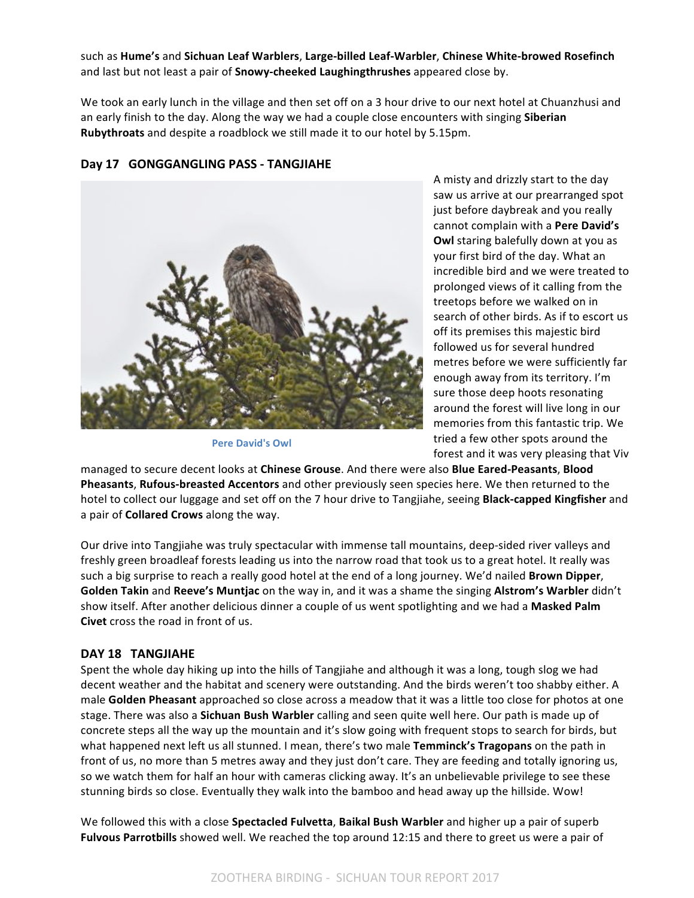such as **Hume's** and **Sichuan Leaf Warblers**, **Large-billed Leaf-Warbler**, **Chinese White-browed Rosefinch** and last but not least a pair of **Snowy-cheeked Laughingthrushes** appeared close by.

We took an early lunch in the village and then set off on a 3 hour drive to our next hotel at Chuanzhusi and an early finish to the day. Along the way we had a couple close encounters with singing **Siberian Rubythroats** and despite a roadblock we still made it to our hotel by 5.15pm.

## Day 17 GONGGANGLING PASS - TANGJIAHE

Pere David's Owl

A misty and drizzly start to the day saw us arrive at our prearranged spot just before daybreak and you really cannot complain with a **Pere David's Owl** staring balefully down at you as your first bird of the day. What an incredible bird and we were treated to prolonged views of it calling from the treetops before we walked on in search of other birds. As if to escort us off its premises this majestic bird followed us for several hundred metres before we were sufficiently far enough away from its territory. I'm sure those deep hoots resonating around the forest will live long in our memories from this fantastic trip. We tried a few other spots around the forest and it was very pleasing that Viv managed to secure decent looks at **Chinese Grouse**. And there were also **Blue Eared-Peasants**, **Blood Pheasants**, **Rufous-breasted Accentors** and other previously seen species here. We then returned to the hotel to collect our luggage and set off on the 7 hour drive to Tangjiahe, seeing **Black-capped Kingfisher** and a pair of **Collared Crows** along the way.

Our drive into Tangjiahe was truly spectacular with immense tall mountains, deep-sided river valleys and freshly green broadleaf forests leading us into the narrow road that took us to a great hotel. It really was such a big surprise to reach a really good hotel at the end of a long journey. We'd nailed **Brown Dipper**, **Golden Takin** and **Reeve's Muntjac** on the way in, and it was a shame the singing **Alstrom's Warbler** didn't show itself. After another delicious dinner a couple of us went spotlighting and we had a **Masked Palm Civet** cross the road in front of us.

## DAY 18 TANGJIAHE

Spent the whole day hiking up into the hills of Tangjiahe and although it was a long, tough slog we had decent weather and the habitat and scenery were outstanding. And the birds weren't too shabby either. A male **Golden Pheasant** approached so close across a meadow that it was a little too close for photos at one stage. There was also a **Sichuan Bush Warbler** calling and seen quite well here. Our path is made up of concrete steps all the way up the mountain and it's slow going with frequent stops to search for birds, but what happened next left us all stunned. I mean, there's two male **Temminck's Tragopans** on the path in front of us, no more than 5 metres away and they just don't care. They are feeding and totally ignoring us, so we watch them for half an hour with cameras clicking away. It's an unbelievable privilege to see these stunning birds so close. Eventually they walk into the bamboo and head away up the hillside. Wow!

We followed this with a close **Spectacled Fulvetta**, **Baikal Bush Warbler** and higher up a pair of superb **Fulvous Parrotbills** showed well. We reached the top around 12:15 and there to greet us were a pair of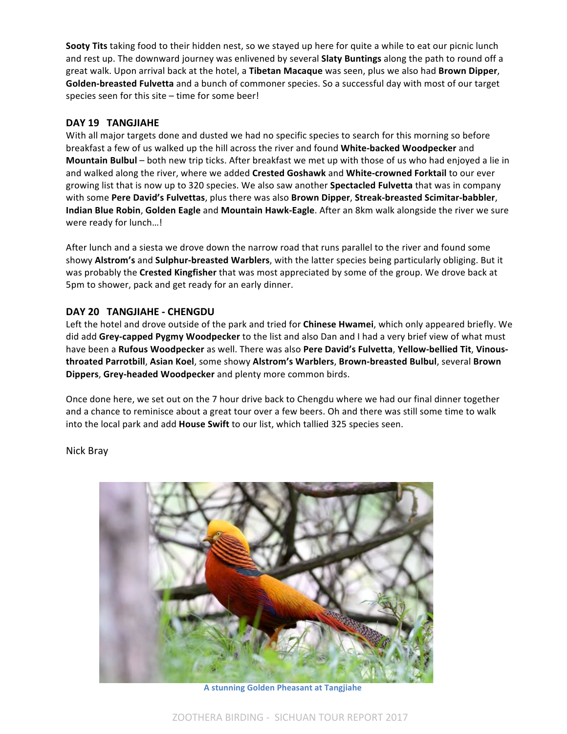**Sooty Tits** taking food to their hidden nest, so we stayed up here for quite a while to eat our picnic lunch and rest up. The downward journey was enlivened by several **Slaty Buntings** along the path to round off a great walk. Upon arrival back at the hotel, a **Tibetan Macaque** was seen, plus we also had **Brown Dipper**, **Golden-breasted Fulvetta** and a bunch of commoner species. So a successful day with most of our target species seen for this site – time for some beer!

## DAY 19 TANGJIAHE

With all major targets done and dusted we had no specific species to search for this morning so before breakfast a few of us walked up the hill across the river and found **White-backed Woodpecker** and **Mountain Bulbul** – both new trip ticks. After breakfast we met up with those of us who had enjoyed a lie in and walked along the river, where we added **Crested Goshawk** and **White-crowned Forktail** to our ever growing list that is now up to 320 species. We also saw another **Spectacled Fulvetta** that was in company with some **Pere David's Fulvettas**, plus there was also **Brown Dipper**, **Streak-breasted Scimitar-babbler**, **Indian Blue Robin**, **Golden Eagle** and **Mountain Hawk-Eagle**. After an 8km walk alongside the river we sure were ready for lunch…!

After lunch and a siesta we drove down the narrow road that runs parallel to the river and found some showy **Alstrom's** and **Sulphur-breasted Warblers**, with the latter species being particularly obliging. But it was probably the **Crested Kingfisher** that was most appreciated by some of the group. We drove back at 5pm to shower, pack and get ready for an early dinner.

## DAY 20 TANGJIAHE - CHENGDU

Left the hotel and drove outside of the park and tried for **Chinese Hwamei**, which only appeared briefly. We did add **Grey-capped Pygmy Woodpecker** to the list and also Dan and I had a very brief view of what must have been a **Rufous Woodpecker** as well. There was also **Pere David's Fulvetta**, **Yellow-bellied Tit**, **Vinous-throated Parrotbill**, **Asian Koel**, some showy **Alstrom's Warblers**, **Brown-breasted Bulbul**, several **Brown Dippers**, **Grey-headed Woodpecker** and plenty more common birds.

Once done here, we set out on the 7 hour drive back to Chengdu where we had our final dinner together and a chance to reminisce about a great tour over a few beers. Oh and there was still some time to walk into the local park and add **House Swift** to our list, which tallied 325 species seen.

Nick Bray

A stunning Golden Pheasant at Tangjiahe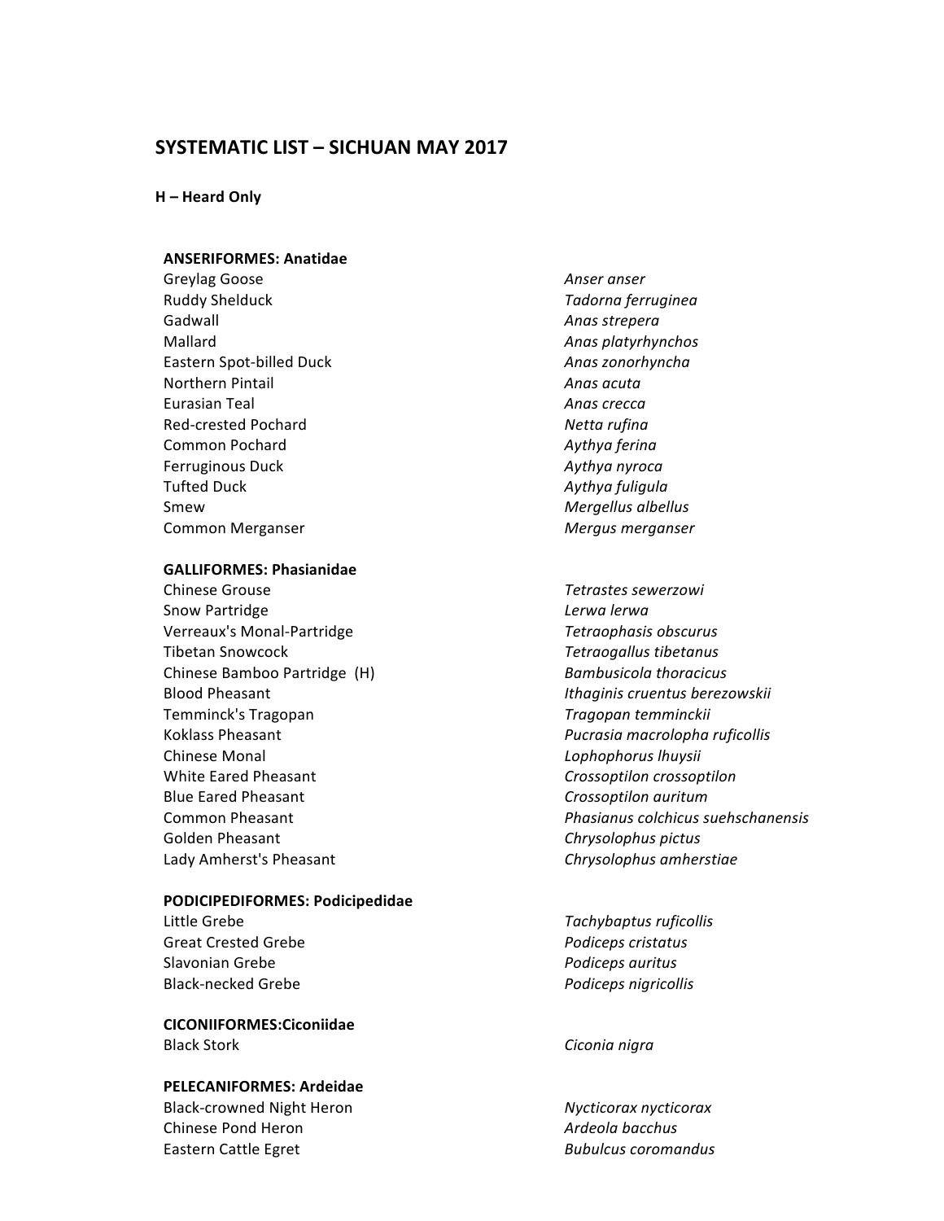# SYSTEMATIC LIST – SICHUAN MAY 2017

**H – Heard Only**

**ANSERIFORMES: Anatidae**

| | |
|---|---|
| Greylag Goose | *Anser anser* |
| Ruddy Shelduck | *Tadorna ferruginea* |
| Gadwall | *Anas strepera* |
| Mallard | *Anas platyrhynchos* |
| Eastern Spot-billed Duck | *Anas zonorhyncha* |
| Northern Pintail | *Anas acuta* |
| Eurasian Teal | *Anas crecca* |
| Red-crested Pochard | *Netta rufina* |
| Common Pochard | *Aythya ferina* |
| Ferruginous Duck | *Aythya nyroca* |
| Tufted Duck | *Aythya fuligula* |
| Smew | *Mergellus albellus* |
| Common Merganser | *Mergus merganser* |

**GALLIFORMES: Phasianidae**

| | |
|---|---|
| Chinese Grouse | *Tetrastes sewerzowi* |
| Snow Partridge | *Lerwa lerwa* |
| Verreaux's Monal-Partridge | *Tetraophasis obscurus* |
| Tibetan Snowcock | *Tetraogallus tibetanus* |
| Chinese Bamboo Partridge (H) | *Bambusicola thoracicus* |
| Blood Pheasant | *Ithaginis cruentus berezowskii* |
| Temminck's Tragopan | *Tragopan temminckii* |
| Koklass Pheasant | *Pucrasia macrolopha ruficollis* |
| Chinese Monal | *Lophophorus lhuysii* |
| White Eared Pheasant | *Crossoptilon crossoptilon* |
| Blue Eared Pheasant | *Crossoptilon auritum* |
| Common Pheasant | *Phasianus colchicus suehschanensis* |
| Golden Pheasant | *Chrysolophus pictus* |
| Lady Amherst's Pheasant | *Chrysolophus amherstiae* |

**PODICIPEDIFORMES: Podicipedidae**

| | |
|---|---|
| Little Grebe | *Tachybaptus ruficollis* |
| Great Crested Grebe | *Podiceps cristatus* |
| Slavonian Grebe | *Podiceps auritus* |
| Black-necked Grebe | *Podiceps nigricollis* |

**CICONIIFORMES:Ciconiidae**

| | |
|---|---|
| Black Stork | *Ciconia nigra* |

**PELECANIFORMES: Ardeidae**

| | |
|---|---|
| Black-crowned Night Heron | *Nycticorax nycticorax* |
| Chinese Pond Heron | *Ardeola bacchus* |
| Eastern Cattle Egret | *Bubulcus coromandus* |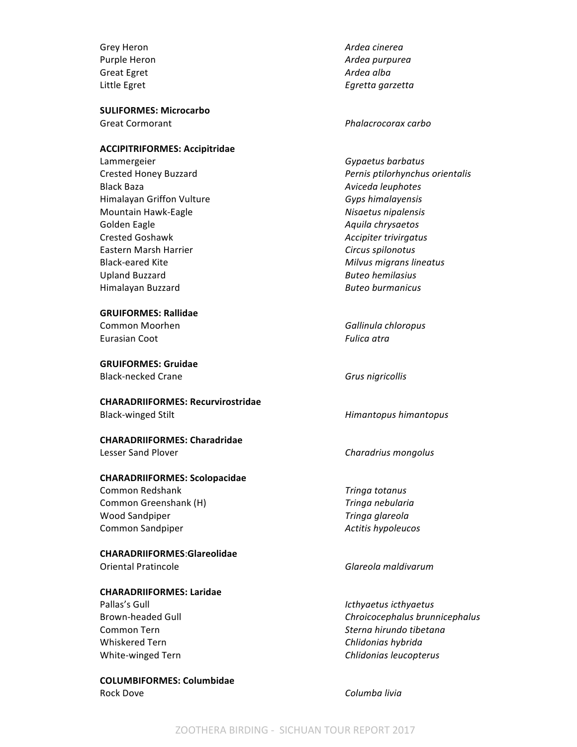Grey Heron *Ardea cinerea*
Purple Heron *Ardea purpurea*
Great Egret *Ardea alba*
Little Egret *Egretta garzetta*

**SULIFORMES: Microcarbo**
Great Cormorant *Phalacrocorax carbo*

**ACCIPITRIFORMES: Accipitridae**
Lammergeier *Gypaetus barbatus*
Crested Honey Buzzard *Pernis ptilorhynchus orientalis*
Black Baza *Aviceda leuphotes*
Himalayan Griffon Vulture *Gyps himalayensis*
Mountain Hawk-Eagle *Nisaetus nipalensis*
Golden Eagle *Aquila chrysaetos*
Crested Goshawk *Accipiter trivirgatus*
Eastern Marsh Harrier *Circus spilonotus*
Black-eared Kite *Milvus migrans lineatus*
Upland Buzzard *Buteo hemilasius*
Himalayan Buzzard *Buteo burmanicus*

**GRUIFORMES: Rallidae**
Common Moorhen *Gallinula chloropus*
Eurasian Coot *Fulica atra*

**GRUIFORMES: Gruidae**
Black-necked Crane *Grus nigricollis*

**CHARADRIIFORMES: Recurvirostridae**
Black-winged Stilt *Himantopus himantopus*

**CHARADRIIFORMES: Charadridae**
Lesser Sand Plover *Charadrius mongolus*

**CHARADRIIFORMES: Scolopacidae**
Common Redshank *Tringa totanus*
Common Greenshank (H) *Tringa nebularia*
Wood Sandpiper *Tringa glareola*
Common Sandpiper *Actitis hypoleucos*

**CHARADRIIFORMES**:**Glareolidae**
Oriental Pratincole *Glareola maldivarum*

**CHARADRIIFORMES: Laridae**
Pallas's Gull *Icthyaetus icthyaetus*
Brown-headed Gull *Chroicocephalus brunnicephalus*
Common Tern *Sterna hirundo tibetana*
Whiskered Tern *Chlidonias hybrida*
White-winged Tern *Chlidonias leucopterus*

**COLUMBIFORMES: Columbidae**
Rock Dove *Columba livia*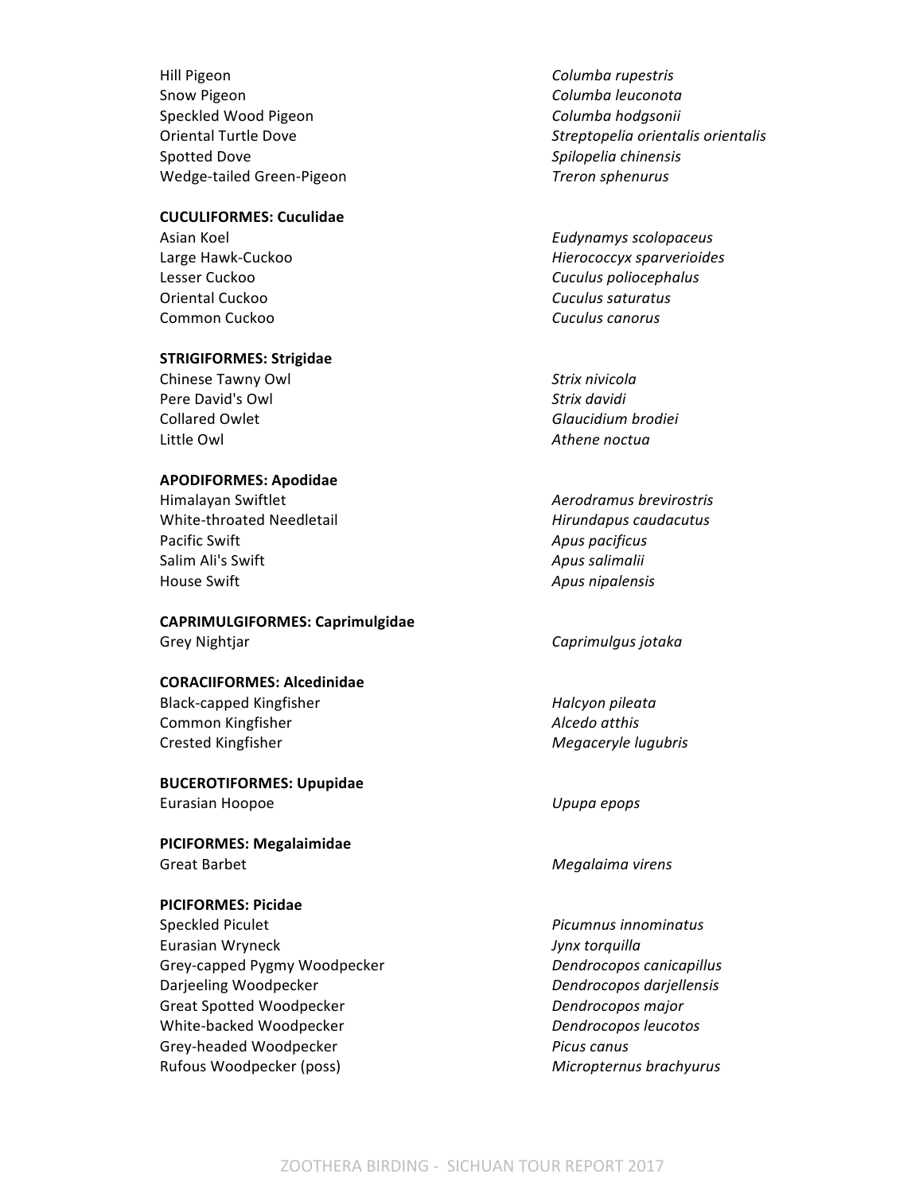Hill Pigeon *Columba rupestris*
Snow Pigeon *Columba leuconota*
Speckled Wood Pigeon *Columba hodgsonii*
Oriental Turtle Dove *Streptopelia orientalis orientalis*
Spotted Dove *Spilopelia chinensis*
Wedge-tailed Green-Pigeon *Treron sphenurus*

**CUCULIFORMES: Cuculidae**

Asian Koel *Eudynamys scolopaceus*
Large Hawk-Cuckoo *Hierococcyx sparverioides*
Lesser Cuckoo *Cuculus poliocephalus*
Oriental Cuckoo *Cuculus saturatus*
Common Cuckoo *Cuculus canorus*

**STRIGIFORMES: Strigidae**

Chinese Tawny Owl *Strix nivicola*
Pere David's Owl *Strix davidi*
Collared Owlet *Glaucidium brodiei*
Little Owl *Athene noctua*

**APODIFORMES: Apodidae**

Himalayan Swiftlet *Aerodramus brevirostris*
White-throated Needletail *Hirundapus caudacutus*
Pacific Swift *Apus pacificus*
Salim Ali's Swift *Apus salimalii*
House Swift *Apus nipalensis*

**CAPRIMULGIFORMES: Caprimulgidae**

Grey Nightjar *Caprimulgus jotaka*

**CORACIIFORMES: Alcedinidae**

Black-capped Kingfisher *Halcyon pileata*
Common Kingfisher *Alcedo atthis*
Crested Kingfisher *Megaceryle lugubris*

**BUCEROTIFORMES: Upupidae**

Eurasian Hoopoe *Upupa epops*

**PICIFORMES: Megalaimidae**

Great Barbet *Megalaima virens*

**PICIFORMES: Picidae**

Speckled Piculet *Picumnus innominatus*
Eurasian Wryneck *Jynx torquilla*
Grey-capped Pygmy Woodpecker *Dendrocopos canicapillus*
Darjeeling Woodpecker *Dendrocopos darjellensis*
Great Spotted Woodpecker *Dendrocopos major*
White-backed Woodpecker *Dendrocopos leucotos*
Grey-headed Woodpecker *Picus canus*
Rufous Woodpecker (poss) *Micropternus brachyurus*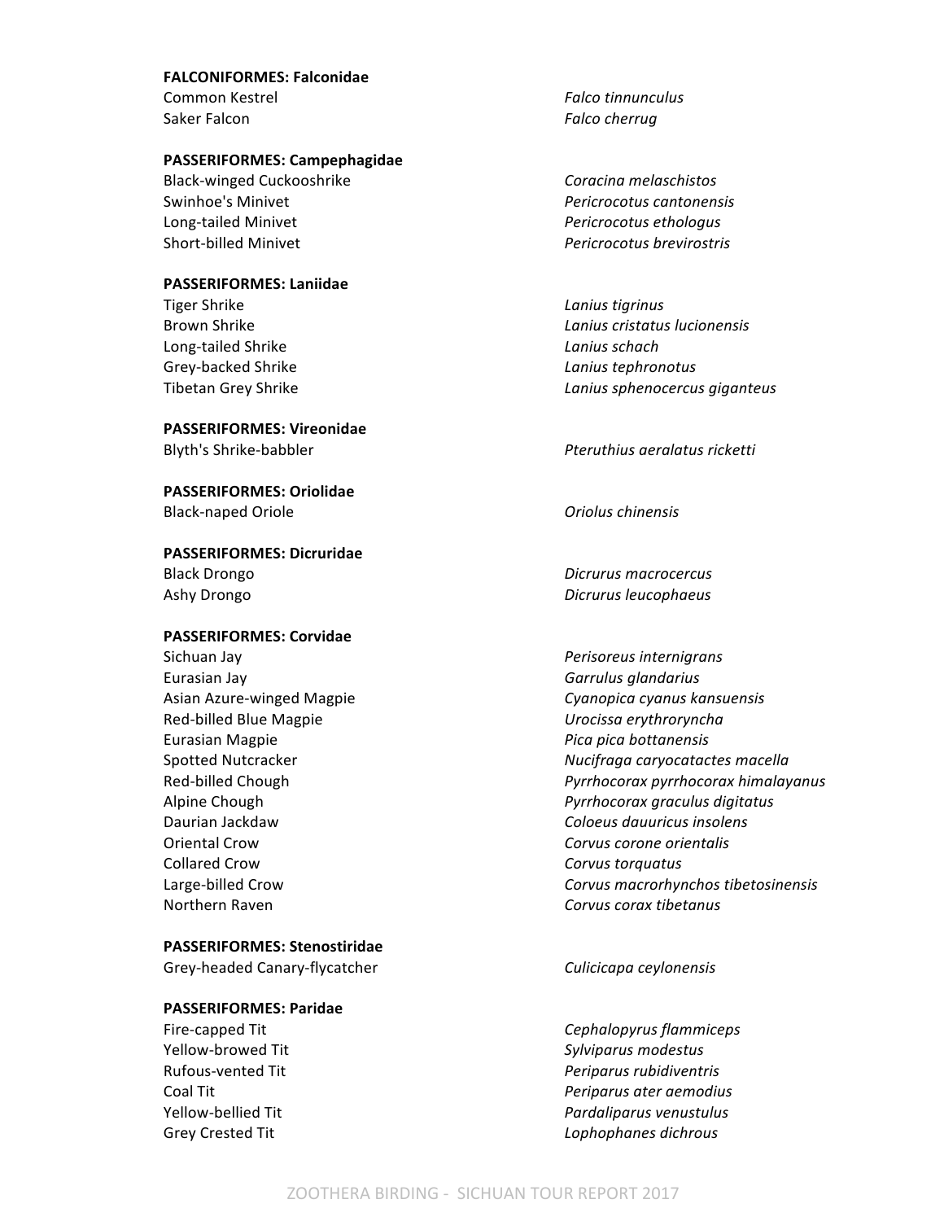**FALCONIFORMES: Falconidae**

Common Kestrel *Falco tinnunculus*
Saker Falcon *Falco cherrug*

**PASSERIFORMES: Campephagidae**

Black-winged Cuckooshrike *Coracina melaschistos*
Swinhoe's Minivet *Pericrocotus cantonensis*
Long-tailed Minivet *Pericrocotus ethologus*
Short-billed Minivet *Pericrocotus brevirostris*

**PASSERIFORMES: Laniidae**

Tiger Shrike *Lanius tigrinus*
Brown Shrike *Lanius cristatus lucionensis*
Long-tailed Shrike *Lanius schach*
Grey-backed Shrike *Lanius tephronotus*
Tibetan Grey Shrike *Lanius sphenocercus giganteus*

**PASSERIFORMES: Vireonidae**

Blyth's Shrike-babbler *Pteruthius aeralatus ricketti*

**PASSERIFORMES: Oriolidae**

Black-naped Oriole *Oriolus chinensis*

**PASSERIFORMES: Dicruridae**

Black Drongo *Dicrurus macrocercus*
Ashy Drongo *Dicrurus leucophaeus*

**PASSERIFORMES: Corvidae**

Sichuan Jay *Perisoreus internigrans*
Eurasian Jay *Garrulus glandarius*
Asian Azure-winged Magpie *Cyanopica cyanus kansuensis*
Red-billed Blue Magpie *Urocissa erythroryncha*
Eurasian Magpie *Pica pica bottanensis*
Spotted Nutcracker *Nucifraga caryocatactes macella*
Red-billed Chough *Pyrrhocorax pyrrhocorax himalayanus*
Alpine Chough *Pyrrhocorax graculus digitatus*
Daurian Jackdaw *Coloeus dauuricus insolens*
Oriental Crow *Corvus corone orientalis*
Collared Crow *Corvus torquatus*
Large-billed Crow *Corvus macrorhynchos tibetosinensis*
Northern Raven *Corvus corax tibetanus*

**PASSERIFORMES: Stenostiridae**

Grey-headed Canary-flycatcher *Culicicapa ceylonensis*

**PASSERIFORMES: Paridae**

Fire-capped Tit *Cephalopyrus flammiceps*
Yellow-browed Tit *Sylviparus modestus*
Rufous-vented Tit *Periparus rubidiventris*
Coal Tit *Periparus ater aemodius*
Yellow-bellied Tit *Pardaliparus venustulus*
Grey Crested Tit *Lophophanes dichrous*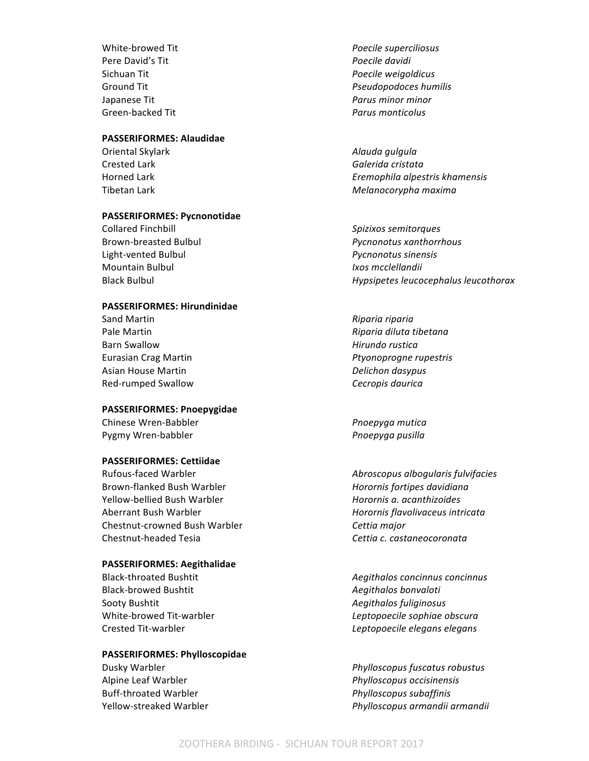White-browed Tit — *Poecile superciliosus*
Pere David's Tit — *Poecile davidi*
Sichuan Tit — *Poecile weigoldicus*
Ground Tit — *Pseudopodoces humilis*
Japanese Tit — *Parus minor minor*
Green-backed Tit — *Parus monticolus*

**PASSERIFORMES: Alaudidae**

Oriental Skylark — *Alauda gulgula*
Crested Lark — *Galerida cristata*
Horned Lark — *Eremophila alpestris khamensis*
Tibetan Lark — *Melanocorypha maxima*

**PASSERIFORMES: Pycnonotidae**

Collared Finchbill — *Spizixos semitorques*
Brown-breasted Bulbul — *Pycnonotus xanthorrhous*
Light-vented Bulbul — *Pycnonotus sinensis*
Mountain Bulbul — *Ixos mcclellandii*
Black Bulbul — *Hypsipetes leucocephalus leucothorax*

**PASSERIFORMES: Hirundinidae**

Sand Martin — *Riparia riparia*
Pale Martin — *Riparia diluta tibetana*
Barn Swallow — *Hirundo rustica*
Eurasian Crag Martin — *Ptyonoprogne rupestris*
Asian House Martin — *Delichon dasypus*
Red-rumped Swallow — *Cecropis daurica*

**PASSERIFORMES: Pnoepygidae**

Chinese Wren-Babbler — *Pnoepyga mutica*
Pygmy Wren-babbler — *Pnoepyga pusilla*

**PASSERIFORMES: Cettiidae**

Rufous-faced Warbler — *Abroscopus albogularis fulvifacies*
Brown-flanked Bush Warbler — *Horornis fortipes davidiana*
Yellow-bellied Bush Warbler — *Horornis a. acanthizoides*
Aberrant Bush Warbler — *Horornis flavolivaceus intricata*
Chestnut-crowned Bush Warbler — *Cettia major*
Chestnut-headed Tesia — *Cettia c. castaneocoronata*

**PASSERIFORMES: Aegithalidae**

Black-throated Bushtit — *Aegithalos concinnus concinnus*
Black-browed Bushtit — *Aegithalos bonvaloti*
Sooty Bushtit — *Aegithalos fuliginosus*
White-browed Tit-warbler — *Leptopoecile sophiae obscura*
Crested Tit-warbler — *Leptopoecile elegans elegans*

**PASSERIFORMES: Phylloscopidae**

Dusky Warbler — *Phylloscopus fuscatus robustus*
Alpine Leaf Warbler — *Phylloscopus occisinensis*
Buff-throated Warbler — *Phylloscopus subaffinis*
Yellow-streaked Warbler — *Phylloscopus armandii armandii*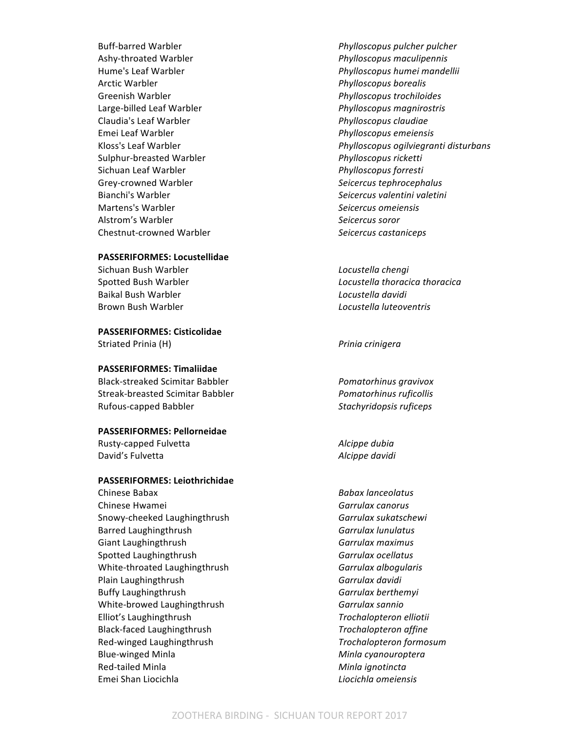Buff-barred Warbler *Phylloscopus pulcher pulcher*
Ashy-throated Warbler *Phylloscopus maculipennis*
Hume's Leaf Warbler *Phylloscopus humei mandellii*
Arctic Warbler *Phylloscopus borealis*
Greenish Warbler *Phylloscopus trochiloides*
Large-billed Leaf Warbler *Phylloscopus magnirostris*
Claudia's Leaf Warbler *Phylloscopus claudiae*
Emei Leaf Warbler *Phylloscopus emeiensis*
Kloss's Leaf Warbler *Phylloscopus ogilviegranti disturbans*
Sulphur-breasted Warbler *Phylloscopus ricketti*
Sichuan Leaf Warbler *Phylloscopus forresti*
Grey-crowned Warbler *Seicercus tephrocephalus*
Bianchi's Warbler *Seicercus valentini valetini*
Martens's Warbler *Seicercus omeiensis*
Alstrom's Warbler *Seicercus soror*
Chestnut-crowned Warbler *Seicercus castaniceps*

**PASSERIFORMES: Locustellidae**

Sichuan Bush Warbler *Locustella chengi*
Spotted Bush Warbler *Locustella thoracica thoracica*
Baikal Bush Warbler *Locustella davidi*
Brown Bush Warbler *Locustella luteoventris*

**PASSERIFORMES: Cisticolidae**

Striated Prinia (H) *Prinia crinigera*

**PASSERIFORMES: Timaliidae**

Black-streaked Scimitar Babbler *Pomatorhinus gravivox*
Streak-breasted Scimitar Babbler *Pomatorhinus ruficollis*
Rufous-capped Babbler *Stachyridopsis ruficeps*

**PASSERIFORMES: Pellorneidae**

Rusty-capped Fulvetta *Alcippe dubia*
David's Fulvetta *Alcippe davidi*

**PASSERIFORMES: Leiothrichidae**

Chinese Babax *Babax lanceolatus*
Chinese Hwamei *Garrulax canorus*
Snowy-cheeked Laughingthrush *Garrulax sukatschewi*
Barred Laughingthrush *Garrulax lunulatus*
Giant Laughingthrush *Garrulax maximus*
Spotted Laughingthrush *Garrulax ocellatus*
White-throated Laughingthrush *Garrulax albogularis*
Plain Laughingthrush *Garrulax davidi*
Buffy Laughingthrush *Garrulax berthemyi*
White-browed Laughingthrush *Garrulax sannio*
Elliot's Laughingthrush *Trochalopteron elliotii*
Black-faced Laughingthrush *Trochalopteron affine*
Red-winged Laughingthrush *Trochalopteron formosum*
Blue-winged Minla *Minla cyanouroptera*
Red-tailed Minla *Minla ignotincta*
Emei Shan Liocichla *Liocichla omeiensis*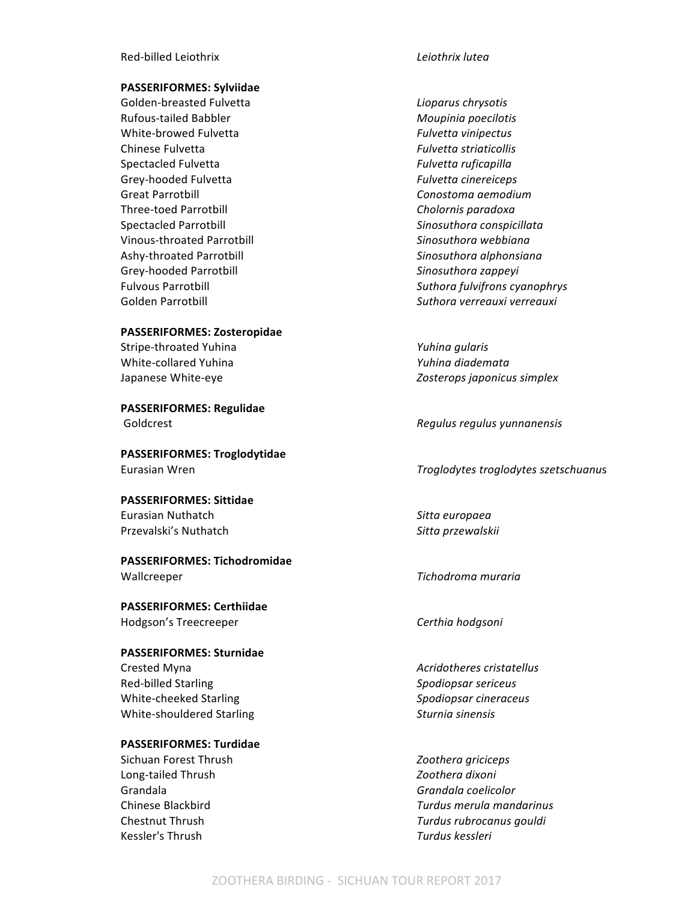Red-billed Leiothrix *Leiothrix lutea*

**PASSERIFORMES: Sylviidae**

Golden-breasted Fulvetta *Lioparus chrysotis*
Rufous-tailed Babbler *Moupinia poecilotis*
White-browed Fulvetta *Fulvetta vinipectus*
Chinese Fulvetta *Fulvetta striaticollis*
Spectacled Fulvetta *Fulvetta ruficapilla*
Grey-hooded Fulvetta *Fulvetta cinereiceps*
Great Parrotbill *Conostoma aemodium*
Three-toed Parrotbill *Cholornis paradoxa*
Spectacled Parrotbill *Sinosuthora conspicillata*
Vinous-throated Parrotbill *Sinosuthora webbiana*
Ashy-throated Parrotbill *Sinosuthora alphonsiana*
Grey-hooded Parrotbill *Sinosuthora zappeyi*
Fulvous Parrotbill *Suthora fulvifrons cyanophrys*
Golden Parrotbill *Suthora verreauxi verreauxi*

**PASSERIFORMES: Zosteropidae**

Stripe-throated Yuhina *Yuhina gularis*
White-collared Yuhina *Yuhina diademata*
Japanese White-eye *Zosterops japonicus simplex*

**PASSERIFORMES: Regulidae**

Goldcrest *Regulus regulus yunnanensis*

**PASSERIFORMES: Troglodytidae**

Eurasian Wren *Troglodytes troglodytes szetschuanu*s

**PASSERIFORMES: Sittidae**

Eurasian Nuthatch *Sitta europaea*
Przevalski's Nuthatch *Sitta przewalskii*

**PASSERIFORMES: Tichodromidae**

Wallcreeper *Tichodroma muraria*

**PASSERIFORMES: Certhiidae**

Hodgson's Treecreeper *Certhia hodgsoni*

**PASSERIFORMES: Sturnidae**

Crested Myna *Acridotheres cristatellus*
Red-billed Starling *Spodiopsar sericeus*
White-cheeked Starling *Spodiopsar cineraceus*
White-shouldered Starling *Sturnia sinensis*

**PASSERIFORMES: Turdidae**

Sichuan Forest Thrush *Zoothera griciceps*
Long-tailed Thrush *Zoothera dixoni*
Grandala *Grandala coelicolor*
Chinese Blackbird *Turdus merula mandarinus*
Chestnut Thrush *Turdus rubrocanus gouldi*
Kessler's Thrush *Turdus kessleri*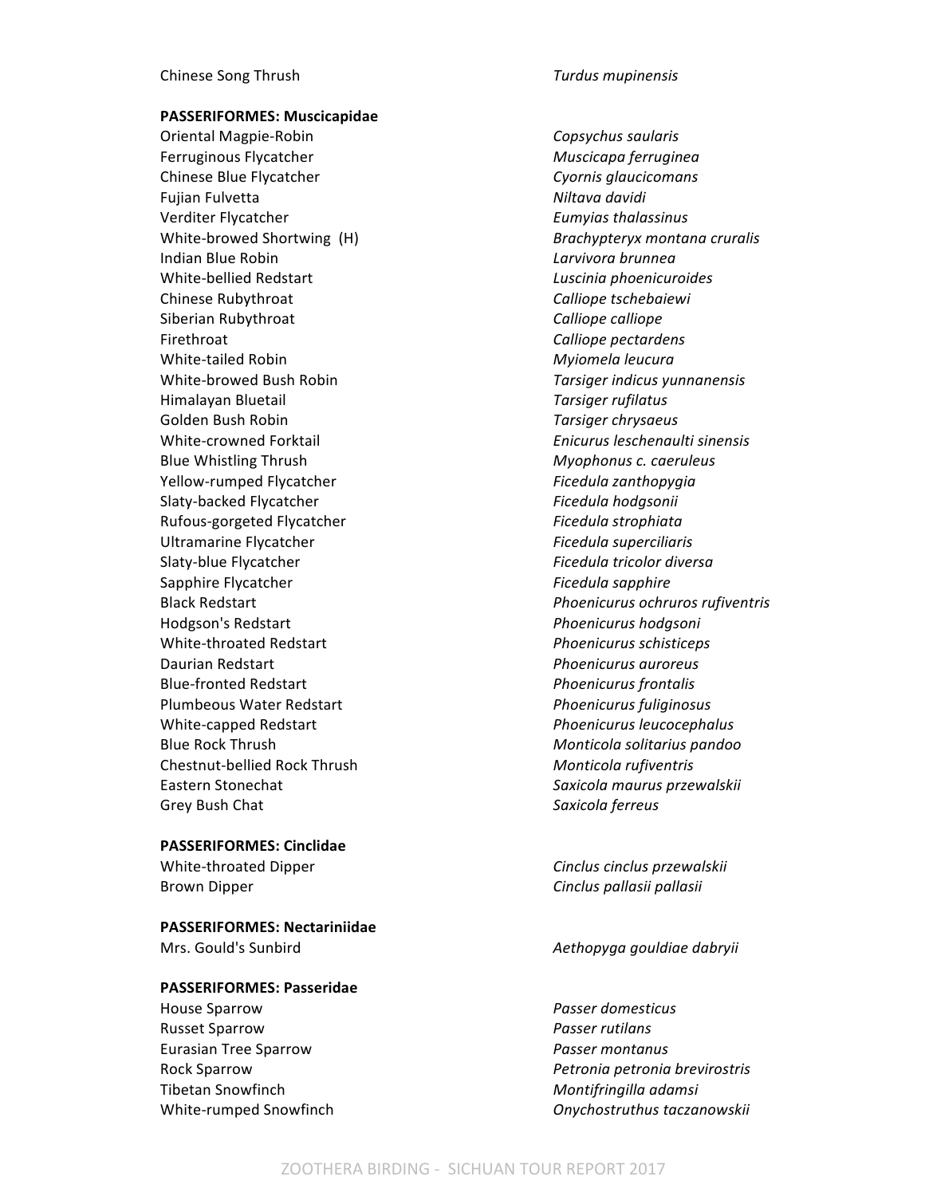| | |
|---|---|
| Chinese Song Thrush | *Turdus mupinensis* |

**PASSERIFORMES: Muscicapidae**

| | |
|---|---|
| Oriental Magpie-Robin | *Copsychus saularis* |
| Ferruginous Flycatcher | *Muscicapa ferruginea* |
| Chinese Blue Flycatcher | *Cyornis glaucicomans* |
| Fujian Fulvetta | *Niltava davidi* |
| Verditer Flycatcher | *Eumyias thalassinus* |
| White-browed Shortwing (H) | *Brachypteryx montana cruralis* |
| Indian Blue Robin | *Larvivora brunnea* |
| White-bellied Redstart | *Luscinia phoenicuroides* |
| Chinese Rubythroat | *Calliope tschebaiewi* |
| Siberian Rubythroat | *Calliope calliope* |
| Firethroat | *Calliope pectardens* |
| White-tailed Robin | *Myiomela leucura* |
| White-browed Bush Robin | *Tarsiger indicus yunnanensis* |
| Himalayan Bluetail | *Tarsiger rufilatus* |
| Golden Bush Robin | *Tarsiger chrysaeus* |
| White-crowned Forktail | *Enicurus leschenaulti sinensis* |
| Blue Whistling Thrush | *Myophonus c. caeruleus* |
| Yellow-rumped Flycatcher | *Ficedula zanthopygia* |
| Slaty-backed Flycatcher | *Ficedula hodgsonii* |
| Rufous-gorgeted Flycatcher | *Ficedula strophiata* |
| Ultramarine Flycatcher | *Ficedula superciliaris* |
| Slaty-blue Flycatcher | *Ficedula tricolor diversa* |
| Sapphire Flycatcher | *Ficedula sapphire* |
| Black Redstart | *Phoenicurus ochruros rufiventris* |
| Hodgson's Redstart | *Phoenicurus hodgsoni* |
| White-throated Redstart | *Phoenicurus schisticeps* |
| Daurian Redstart | *Phoenicurus auroreus* |
| Blue-fronted Redstart | *Phoenicurus frontalis* |
| Plumbeous Water Redstart | *Phoenicurus fuliginosus* |
| White-capped Redstart | *Phoenicurus leucocephalus* |
| Blue Rock Thrush | *Monticola solitarius pandoo* |
| Chestnut-bellied Rock Thrush | *Monticola rufiventris* |
| Eastern Stonechat | *Saxicola maurus przewalskii* |
| Grey Bush Chat | *Saxicola ferreus* |

**PASSERIFORMES: Cinclidae**

| | |
|---|---|
| White-throated Dipper | *Cinclus cinclus przewalskii* |
| Brown Dipper | *Cinclus pallasii pallasii* |

**PASSERIFORMES: Nectariniidae**

| | |
|---|---|
| Mrs. Gould's Sunbird | *Aethopyga gouldiae dabryii* |

**PASSERIFORMES: Passeridae**

| | |
|---|---|
| House Sparrow | *Passer domesticus* |
| Russet Sparrow | *Passer rutilans* |
| Eurasian Tree Sparrow | *Passer montanus* |
| Rock Sparrow | *Petronia petronia brevirostris* |
| Tibetan Snowfinch | *Montifringilla adamsi* |
| White-rumped Snowfinch | *Onychostruthus taczanowskii* |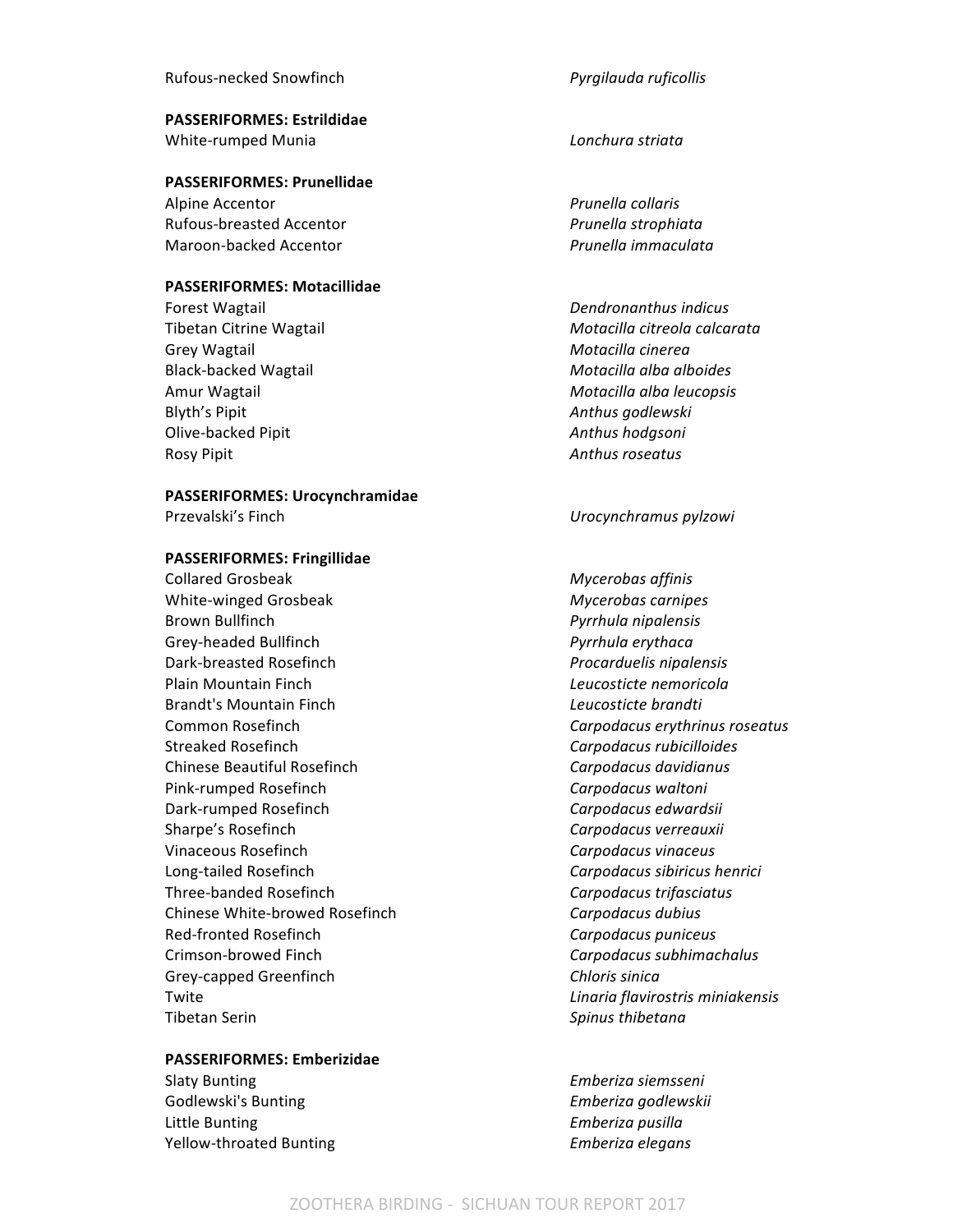| | |
|---|---|
| Rufous-necked Snowfinch | *Pyrgilauda ruficollis* |

**PASSERIFORMES: Estrildidae**

| | |
|---|---|
| White-rumped Munia | *Lonchura striata* |

**PASSERIFORMES: Prunellidae**

| | |
|---|---|
| Alpine Accentor | *Prunella collaris* |
| Rufous-breasted Accentor | *Prunella strophiata* |
| Maroon-backed Accentor | *Prunella immaculata* |

**PASSERIFORMES: Motacillidae**

| | |
|---|---|
| Forest Wagtail | *Dendronanthus indicus* |
| Tibetan Citrine Wagtail | *Motacilla citreola calcarata* |
| Grey Wagtail | *Motacilla cinerea* |
| Black-backed Wagtail | *Motacilla alba alboides* |
| Amur Wagtail | *Motacilla alba leucopsis* |
| Blyth's Pipit | *Anthus godlewski* |
| Olive-backed Pipit | *Anthus hodgsoni* |
| Rosy Pipit | *Anthus roseatus* |

**PASSERIFORMES: Urocynchramidae**

| | |
|---|---|
| Przevalski's Finch | *Urocynchramus pylzowi* |

**PASSERIFORMES: Fringillidae**

| | |
|---|---|
| Collared Grosbeak | *Mycerobas affinis* |
| White-winged Grosbeak | *Mycerobas carnipes* |
| Brown Bullfinch | *Pyrrhula nipalensis* |
| Grey-headed Bullfinch | *Pyrrhula erythaca* |
| Dark-breasted Rosefinch | *Procarduelis nipalensis* |
| Plain Mountain Finch | *Leucosticte nemoricola* |
| Brandt's Mountain Finch | *Leucosticte brandti* |
| Common Rosefinch | *Carpodacus erythrinus roseatus* |
| Streaked Rosefinch | *Carpodacus rubicilloides* |
| Chinese Beautiful Rosefinch | *Carpodacus davidianus* |
| Pink-rumped Rosefinch | *Carpodacus waltoni* |
| Dark-rumped Rosefinch | *Carpodacus edwardsii* |
| Sharpe's Rosefinch | *Carpodacus verreauxii* |
| Vinaceous Rosefinch | *Carpodacus vinaceus* |
| Long-tailed Rosefinch | *Carpodacus sibiricus henrici* |
| Three-banded Rosefinch | *Carpodacus trifasciatus* |
| Chinese White-browed Rosefinch | *Carpodacus dubius* |
| Red-fronted Rosefinch | *Carpodacus puniceus* |
| Crimson-browed Finch | *Carpodacus subhimachalus* |
| Grey-capped Greenfinch | *Chloris sinica* |
| Twite | *Linaria flavirostris miniakensis* |
| Tibetan Serin | *Spinus thibetana* |

**PASSERIFORMES: Emberizidae**

| | |
|---|---|
| Slaty Bunting | *Emberiza siemsseni* |
| Godlewski's Bunting | *Emberiza godlewskii* |
| Little Bunting | *Emberiza pusilla* |
| Yellow-throated Bunting | *Emberiza elegans* |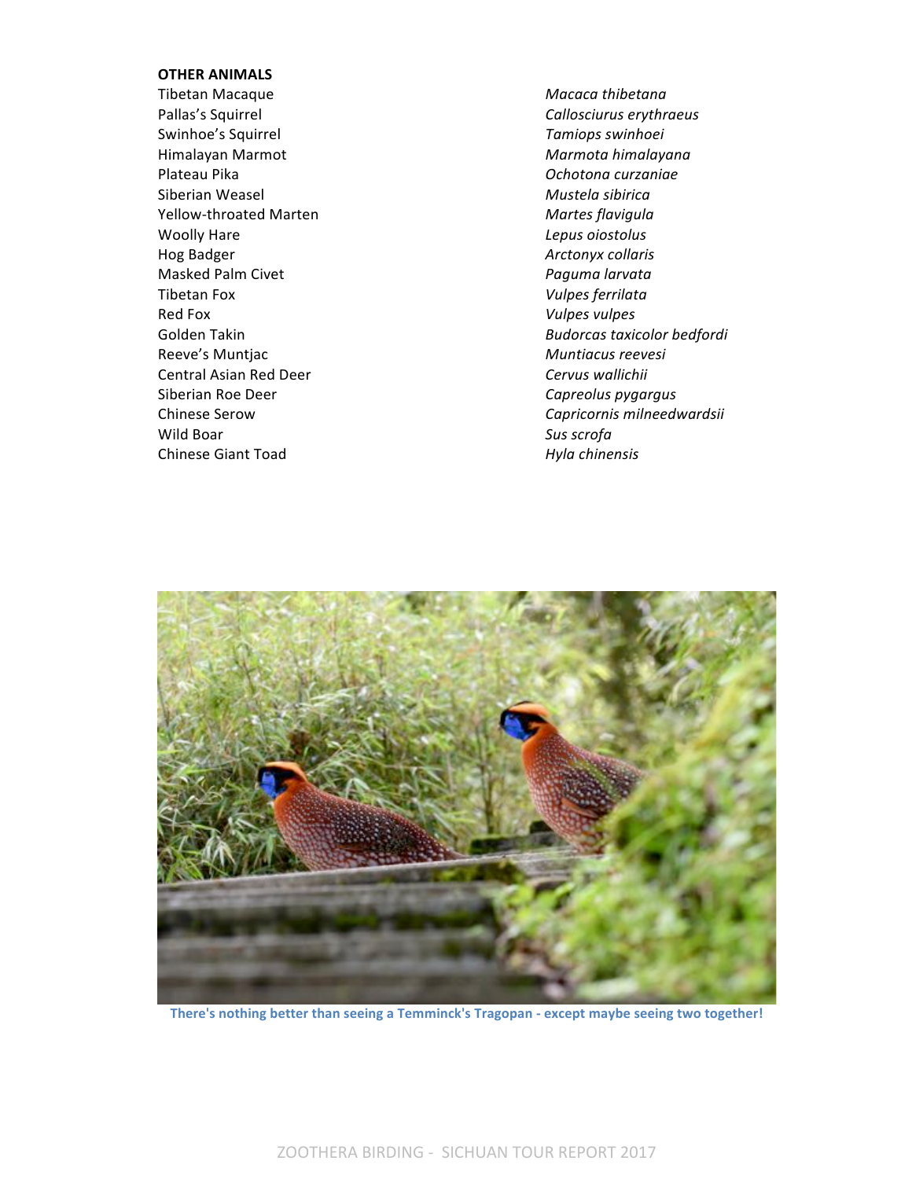**OTHER ANIMALS**

| | |
|---|---|
| Tibetan Macaque | *Macaca thibetana* |
| Pallas's Squirrel | *Callosciurus erythraeus* |
| Swinhoe's Squirrel | *Tamiops swinhoei* |
| Himalayan Marmot | *Marmota himalayana* |
| Plateau Pika | *Ochotona curzaniae* |
| Siberian Weasel | *Mustela sibirica* |
| Yellow-throated Marten | *Martes flavigula* |
| Woolly Hare | *Lepus oiostolus* |
| Hog Badger | *Arctonyx collaris* |
| Masked Palm Civet | *Paguma larvata* |
| Tibetan Fox | *Vulpes ferrilata* |
| Red Fox | *Vulpes vulpes* |
| Golden Takin | *Budorcas taxicolor bedfordi* |
| Reeve's Muntjac | *Muntiacus reevesi* |
| Central Asian Red Deer | *Cervus wallichii* |
| Siberian Roe Deer | *Capreolus pygargus* |
| Chinese Serow | *Capricornis milneedwardsii* |
| Wild Boar | *Sus scrofa* |
| Chinese Giant Toad | *Hyla chinensis* |

**There's nothing better than seeing a Temminck's Tragopan - except maybe seeing two together!**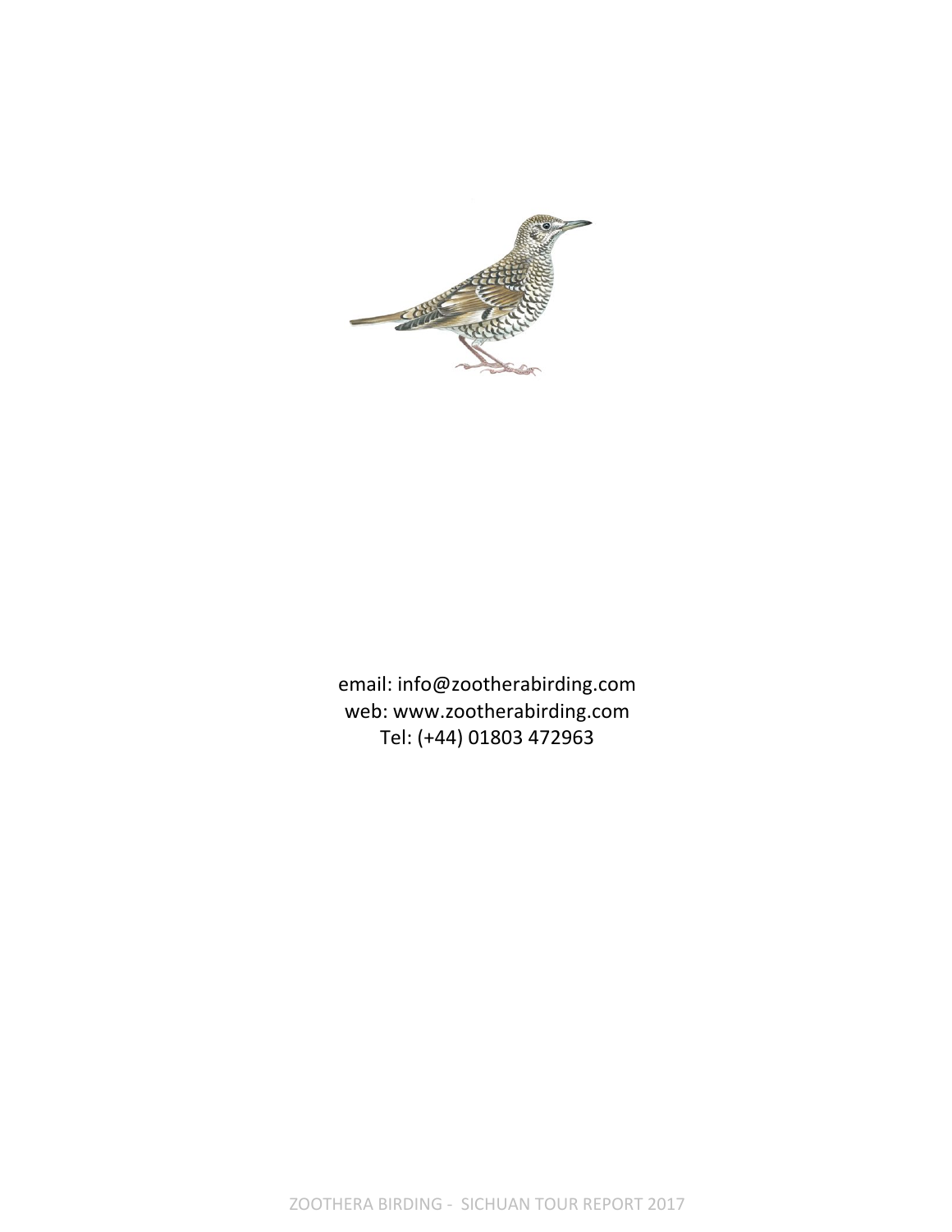email: info@zootherabirding.com
web: www.zootherabirding.com
Tel: (+44) 01803 472963